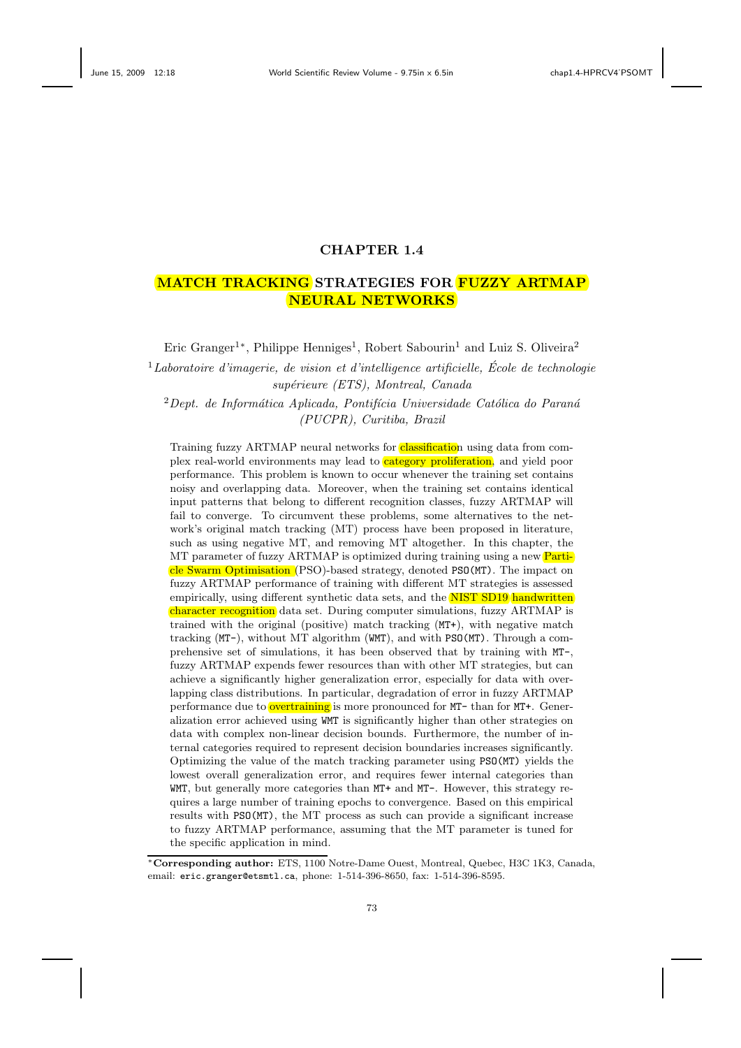# CHAPTER 1.4

# MATCH TRACKING STRATEGIES FOR FUZZY ARTMAP NEURAL NETWORKS

Eric Granger[1]*, Philippe Henniges[1], Robert Sabourin[1] and Luiz S. Oliveira[2]

[1] *Laboratoire d'imagerie, de vision et d'intelligence artificielle, École de technologie supérieure (ETS), Montreal, Canada*

[2] *Dept. de Informática Aplicada, Pontifícia Universidade Católica do Paraná (PUCPR), Curitiba, Brazil*

Training fuzzy ARTMAP neural networks for classification using data from complex real-world environments may lead to category proliferation, and yield poor performance. This problem is known to occur whenever the training set contains noisy and overlapping data. Moreover, when the training set contains identical input patterns that belong to different recognition classes, fuzzy ARTMAP will fail to converge. To circumvent these problems, some alternatives to the network's original match tracking (MT) process have been proposed in literature, such as using negative MT, and removing MT altogether. In this chapter, the MT parameter of fuzzy ARTMAP is optimized during training using a new Particle Swarm Optimisation (PSO)-based strategy, denoted `PSO(MT)`. The impact on fuzzy ARTMAP performance of training with different MT strategies is assessed empirically, using different synthetic data sets, and the NIST SD19 handwritten character recognition data set. During computer simulations, fuzzy ARTMAP is trained with the original (positive) match tracking (`MT+`), with negative match tracking (`MT-`), without MT algorithm (`WMT`), and with `PSO(MT)`. Through a comprehensive set of simulations, it has been observed that by training with `MT-`, fuzzy ARTMAP expends fewer resources than with other MT strategies, but can achieve a significantly higher generalization error, especially for data with overlapping class distributions. In particular, degradation of error in fuzzy ARTMAP performance due to overtraining is more pronounced for `MT-` than for `MT+`. Generalization error achieved using `WMT` is significantly higher than other strategies on data with complex non-linear decision bounds. Furthermore, the number of internal categories required to represent decision boundaries increases significantly. Optimizing the value of the match tracking parameter using `PSO(MT)` yields the lowest overall generalization error, and requires fewer internal categories than `WMT`, but generally more categories than `MT+` and `MT-`. However, this strategy requires a large number of training epochs to convergence. Based on this empirical results with `PSO(MT)`, the MT process as such can provide a significant increase to fuzzy ARTMAP performance, assuming that the MT parameter is tuned for the specific application in mind.

*Corresponding author: ETS, 1100 Notre-Dame Ouest, Montreal, Quebec, H3C 1K3, Canada, email: eric.granger@etsmtl.ca, phone: 1-514-396-8650, fax: 1-514-396-8595.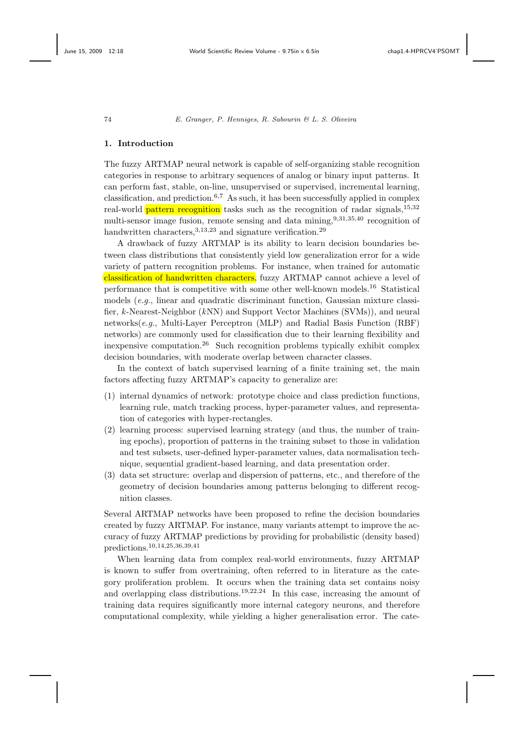## 1. Introduction

The fuzzy ARTMAP neural network is capable of self-organizing stable recognition categories in response to arbitrary sequences of analog or binary input patterns. It can perform fast, stable, on-line, unsupervised or supervised, incremental learning, classification, and prediction.[6,7] As such, it has been successfully applied in complex real-world pattern recognition tasks such as the recognition of radar signals,[15,32] multi-sensor image fusion, remote sensing and data mining,[9,31,35,40] recognition of handwritten characters,[3,13,23] and signature verification.[29]

A drawback of fuzzy ARTMAP is its ability to learn decision boundaries between class distributions that consistently yield low generalization error for a wide variety of pattern recognition problems. For instance, when trained for automatic classification of handwritten characters, fuzzy ARTMAP cannot achieve a level of performance that is competitive with some other well-known models.[16] Statistical models (*e.g.*, linear and quadratic discriminant function, Gaussian mixture classifier, $k$-Nearest-Neighbor ($k$NN) and Support Vector Machines (SVMs)), and neural networks(*e.g.*, Multi-Layer Perceptron (MLP) and Radial Basis Function (RBF) networks) are commonly used for classification due to their learning flexibility and inexpensive computation.[26] Such recognition problems typically exhibit complex decision boundaries, with moderate overlap between character classes.

In the context of batch supervised learning of a finite training set, the main factors affecting fuzzy ARTMAP's capacity to generalize are:

1. internal dynamics of network: prototype choice and class prediction functions, learning rule, match tracking process, hyper-parameter values, and representation of categories with hyper-rectangles.
2. learning process: supervised learning strategy (and thus, the number of training epochs), proportion of patterns in the training subset to those in validation and test subsets, user-defined hyper-parameter values, data normalisation technique, sequential gradient-based learning, and data presentation order.
3. data set structure: overlap and dispersion of patterns, etc., and therefore of the geometry of decision boundaries among patterns belonging to different recognition classes.

Several ARTMAP networks have been proposed to refine the decision boundaries created by fuzzy ARTMAP. For instance, many variants attempt to improve the accuracy of fuzzy ARTMAP predictions by providing for probabilistic (density based) predictions.[10,14,25,36,39,41]

When learning data from complex real-world environments, fuzzy ARTMAP is known to suffer from overtraining, often referred to in literature as the category proliferation problem. It occurs when the training data set contains noisy and overlapping class distributions.[19,22,24] In this case, increasing the amount of training data requires significantly more internal category neurons, and therefore computational complexity, while yielding a higher generalisation error. The cate-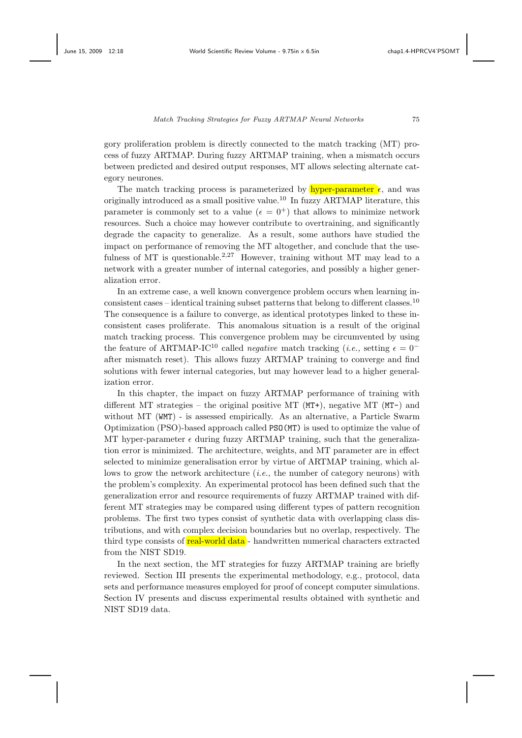gory proliferation problem is directly connected to the match tracking (MT) process of fuzzy ARTMAP. During fuzzy ARTMAP training, when a mismatch occurs between predicted and desired output responses, MT allows selecting alternate category neurones.

The match tracking process is parameterized by hyper-parameter $\epsilon$, and was originally introduced as a small positive value.[10] In fuzzy ARTMAP literature, this parameter is commonly set to a value ($\epsilon = 0^+$) that allows to minimize network resources. Such a choice may however contribute to overtraining, and significantly degrade the capacity to generalize. As a result, some authors have studied the impact on performance of removing the MT altogether, and conclude that the usefulness of MT is questionable.[2,27] However, training without MT may lead to a network with a greater number of internal categories, and possibly a higher generalization error.

In an extreme case, a well known convergence problem occurs when learning inconsistent cases – identical training subset patterns that belong to different classes.[10] The consequence is a failure to converge, as identical prototypes linked to these inconsistent cases proliferate. This anomalous situation is a result of the original match tracking process. This convergence problem may be circumvented by using the feature of ARTMAP-IC[10] called *negative* match tracking (*i.e.,* setting $\epsilon = 0^-$ after mismatch reset). This allows fuzzy ARTMAP training to converge and find solutions with fewer internal categories, but may however lead to a higher generalization error.

In this chapter, the impact on fuzzy ARTMAP performance of training with different MT strategies – the original positive MT (`MT+`), negative MT (`MT-`) and without MT (`WMT`) - is assessed empirically. As an alternative, a Particle Swarm Optimization (PSO)-based approach called `PSO(MT)` is used to optimize the value of MT hyper-parameter $\epsilon$ during fuzzy ARTMAP training, such that the generalization error is minimized. The architecture, weights, and MT parameter are in effect selected to minimize generalisation error by virtue of ARTMAP training, which allows to grow the network architecture (*i.e.,* the number of category neurons) with the problem's complexity. An experimental protocol has been defined such that the generalization error and resource requirements of fuzzy ARTMAP trained with different MT strategies may be compared using different types of pattern recognition problems. The first two types consist of synthetic data with overlapping class distributions, and with complex decision boundaries but no overlap, respectively. The third type consists of real-world data - handwritten numerical characters extracted from the NIST SD19.

In the next section, the MT strategies for fuzzy ARTMAP training are briefly reviewed. Section III presents the experimental methodology, e.g., protocol, data sets and performance measures employed for proof of concept computer simulations. Section IV presents and discuss experimental results obtained with synthetic and NIST SD19 data.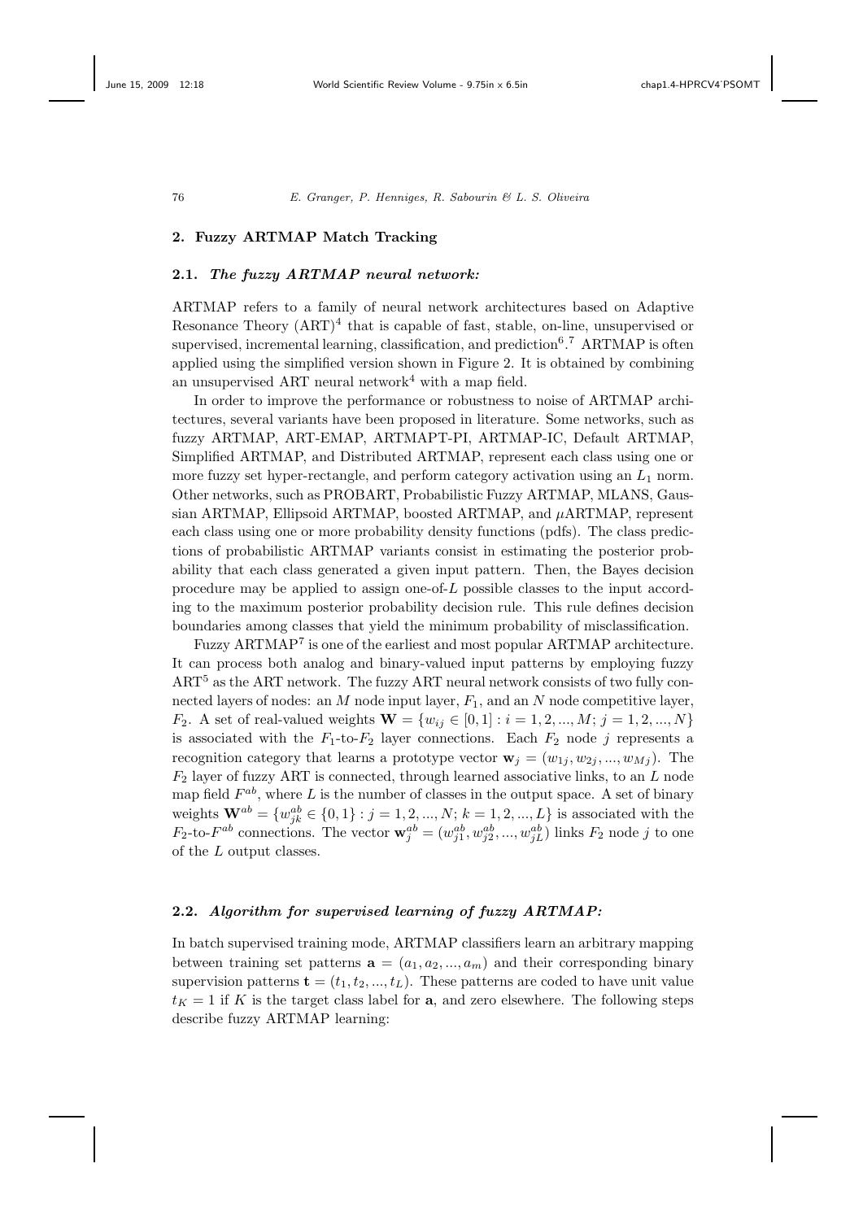## 2. Fuzzy ARTMAP Match Tracking

### 2.1. *The fuzzy ARTMAP neural network:*

ARTMAP refers to a family of neural network architectures based on Adaptive Resonance Theory (ART)[4] that is capable of fast, stable, on-line, unsupervised or supervised, incremental learning, classification, and prediction[6].[7] ARTMAP is often applied using the simplified version shown in Figure 2. It is obtained by combining an unsupervised ART neural network[4] with a map field.

In order to improve the performance or robustness to noise of ARTMAP architectures, several variants have been proposed in literature. Some networks, such as fuzzy ARTMAP, ART-EMAP, ARTMAPT-PI, ARTMAP-IC, Default ARTMAP, Simplified ARTMAP, and Distributed ARTMAP, represent each class using one or more fuzzy set hyper-rectangle, and perform category activation using an $L_1$ norm. Other networks, such as PROBART, Probabilistic Fuzzy ARTMAP, MLANS, Gaussian ARTMAP, Ellipsoid ARTMAP, boosted ARTMAP, and $\mu$ARTMAP, represent each class using one or more probability density functions (pdfs). The class predictions of probabilistic ARTMAP variants consist in estimating the posterior probability that each class generated a given input pattern. Then, the Bayes decision procedure may be applied to assign one-of-$L$ possible classes to the input according to the maximum posterior probability decision rule. This rule defines decision boundaries among classes that yield the minimum probability of misclassification.

Fuzzy ARTMAP[7] is one of the earliest and most popular ARTMAP architecture. It can process both analog and binary-valued input patterns by employing fuzzy ART[5] as the ART network. The fuzzy ART neural network consists of two fully connected layers of nodes: an $M$ node input layer, $F_1$, and an $N$ node competitive layer, $F_2$. A set of real-valued weights $\mathbf{W} = \{w_{ij} \in [0, 1] : i = 1, 2, ..., M; j = 1, 2, ..., N\}$ is associated with the $F_1$-to-$F_2$ layer connections. Each $F_2$ node $j$ represents a recognition category that learns a prototype vector $\mathbf{w}_j = (w_{1j}, w_{2j}, ..., w_{Mj})$. The $F_2$ layer of fuzzy ART is connected, through learned associative links, to an $L$ node map field $F^{ab}$, where $L$ is the number of classes in the output space. A set of binary weights $\mathbf{W}^{ab} = \{w^{ab}_{jk} \in \{0, 1\} : j = 1, 2, ..., N; k = 1, 2, ..., L\}$ is associated with the $F_2$-to-$F^{ab}$ connections. The vector $\mathbf{w}^{ab}_j = (w^{ab}_{j1}, w^{ab}_{j2}, ..., w^{ab}_{jL})$ links $F_2$ node $j$ to one of the $L$ output classes.

### 2.2. *Algorithm for supervised learning of fuzzy ARTMAP:*

In batch supervised training mode, ARTMAP classifiers learn an arbitrary mapping between training set patterns $\mathbf{a} = (a_1, a_2, ..., a_m)$ and their corresponding binary supervision patterns $\mathbf{t} = (t_1, t_2, ..., t_L)$. These patterns are coded to have unit value $t_K = 1$ if $K$ is the target class label for $\mathbf{a}$, and zero elsewhere. The following steps describe fuzzy ARTMAP learning: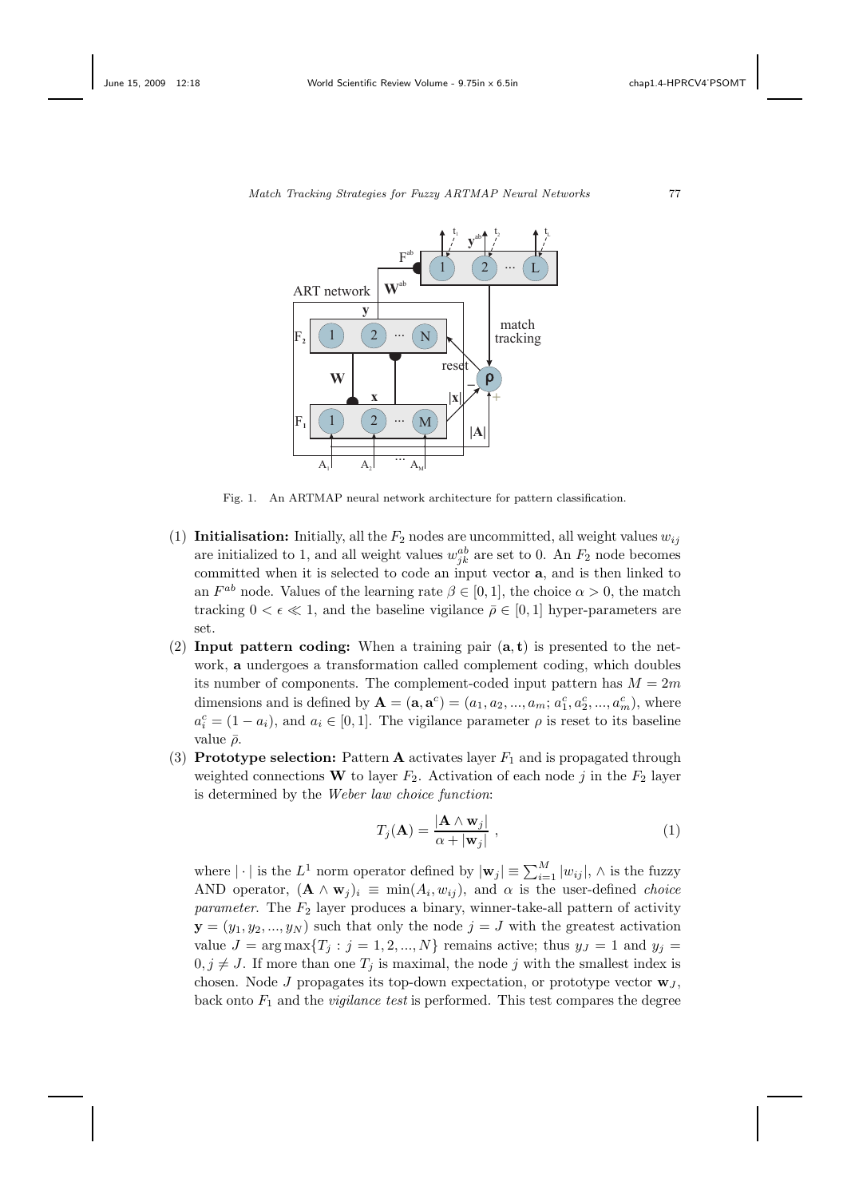Fig. 1. An ARTMAP neural network architecture for pattern classification.

(1) **Initialisation:** Initially, all the $F_2$ nodes are uncommitted, all weight values $w_{ij}$ are initialized to 1, and all weight values $w^{ab}_{jk}$ are set to 0. An $F_2$ node becomes committed when it is selected to code an input vector $\mathbf{a}$, and is then linked to an $F^{ab}$ node. Values of the learning rate $\beta \in [0, 1]$, the choice $\alpha > 0$, the match tracking $0 < \epsilon \ll 1$, and the baseline vigilance $\bar{\rho} \in [0, 1]$ hyper-parameters are set.

(2) **Input pattern coding:** When a training pair $(\mathbf{a}, \mathbf{t})$ is presented to the network, $\mathbf{a}$ undergoes a transformation called complement coding, which doubles its number of components. The complement-coded input pattern has $M = 2m$ dimensions and is defined by $\mathbf{A} = (\mathbf{a}, \mathbf{a}^c) = (a_1, a_2, ..., a_m; a^c_1, a^c_2, ..., a^c_m)$, where $a^c_i = (1 - a_i)$, and $a_i \in [0, 1]$. The vigilance parameter $\rho$ is reset to its baseline value $\bar{\rho}$.

(3) **Prototype selection:** Pattern $\mathbf{A}$ activates layer $F_1$ and is propagated through weighted connections $\mathbf{W}$ to layer $F_2$. Activation of each node $j$ in the $F_2$ layer is determined by the *Weber law choice function*:

$$T_j(\mathbf{A}) = \frac{|\mathbf{A} \wedge \mathbf{w}_j|}{\alpha + |\mathbf{w}_j|}, \tag{1}$$

where $|\cdot|$ is the $L^1$ norm operator defined by $|\mathbf{w}_j| \equiv \sum_{i=1}^{M} |w_{ij}|$, $\wedge$ is the fuzzy AND operator, $(\mathbf{A} \wedge \mathbf{w}_j)_i \equiv \min(A_i, w_{ij})$, and $\alpha$ is the user-defined *choice parameter*. The $F_2$ layer produces a binary, winner-take-all pattern of activity $\mathbf{y} = (y_1, y_2, ..., y_N)$ such that only the node $j = J$ with the greatest activation value $J = \arg\max\{T_j : j = 1, 2, ..., N\}$ remains active; thus $y_J = 1$ and $y_j = 0, j \neq J$. If more than one $T_j$ is maximal, the node $j$ with the smallest index is chosen. Node $J$ propagates its top-down expectation, or prototype vector $\mathbf{w}_J$, back onto $F_1$ and the *vigilance test* is performed. This test compares the degree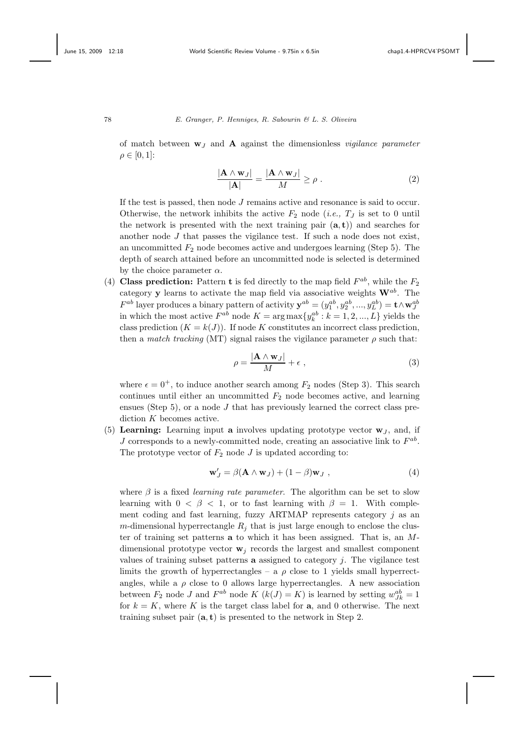of match between $\mathbf{w}_J$ and $\mathbf{A}$ against the dimensionless *vigilance parameter* $\rho \in [0, 1]$:

$$\frac{|\mathbf{A} \wedge \mathbf{w}_J|}{|\mathbf{A}|} = \frac{|\mathbf{A} \wedge \mathbf{w}_J|}{M} \geq \rho \ . \tag{2}$$

If the test is passed, then node $J$ remains active and resonance is said to occur. Otherwise, the network inhibits the active $F_2$ node (*i.e.,* $T_J$ is set to 0 until the network is presented with the next training pair $(\mathbf{a}, \mathbf{t})$) and searches for another node $J$ that passes the vigilance test. If such a node does not exist, an uncommitted $F_2$ node becomes active and undergoes learning (Step 5). The depth of search attained before an uncommitted node is selected is determined by the choice parameter $\alpha$.

(4) **Class prediction:** Pattern $\mathbf{t}$ is fed directly to the map field $F^{ab}$, while the $F_2$ category $\mathbf{y}$ learns to activate the map field via associative weights $\mathbf{W}^{ab}$. The $F^{ab}$ layer produces a binary pattern of activity $\mathbf{y}^{ab} = (y_1^{ab}, y_2^{ab}, ..., y_L^{ab}) = \mathbf{t} \wedge \mathbf{w}_J^{ab}$ in which the most active $F^{ab}$ node $K = \arg\max\{y_k^{ab} : k = 1, 2, ..., L\}$ yields the class prediction ($K = k(J)$). If node $K$ constitutes an incorrect class prediction, then a *match tracking* (MT) signal raises the vigilance parameter $\rho$ such that:

$$\rho = \frac{|\mathbf{A} \wedge \mathbf{w}_J|}{M} + \epsilon \ , \tag{3}$$

where $\epsilon = 0^+$, to induce another search among $F_2$ nodes (Step 3). This search continues until either an uncommitted $F_2$ node becomes active, and learning ensues (Step 5), or a node $J$ that has previously learned the correct class prediction $K$ becomes active.

(5) **Learning:** Learning input $\mathbf{a}$ involves updating prototype vector $\mathbf{w}_J$, and, if $J$ corresponds to a newly-committed node, creating an associative link to $F^{ab}$. The prototype vector of $F_2$ node $J$ is updated according to:

$$\mathbf{w}'_J = \beta(\mathbf{A} \wedge \mathbf{w}_J) + (1 - \beta)\mathbf{w}_J \ , \tag{4}$$

where $\beta$ is a fixed *learning rate parameter*. The algorithm can be set to slow learning with $0 < \beta < 1$, or to fast learning with $\beta = 1$. With complement coding and fast learning, fuzzy ARTMAP represents category $j$ as an $m$-dimensional hyperrectangle $R_j$ that is just large enough to enclose the cluster of training set patterns $\mathbf{a}$ to which it has been assigned. That is, an $M$-dimensional prototype vector $\mathbf{w}_j$ records the largest and smallest component values of training subset patterns $\mathbf{a}$ assigned to category $j$. The vigilance test limits the growth of hyperrectangles – a $\rho$ close to 1 yields small hyperrectangles, while a $\rho$ close to 0 allows large hyperrectangles. A new association between $F_2$ node $J$ and $F^{ab}$ node $K$ ($k(J) = K$) is learned by setting $w_{Jk}^{ab} = 1$ for $k = K$, where $K$ is the target class label for $\mathbf{a}$, and 0 otherwise. The next training subset pair $(\mathbf{a}, \mathbf{t})$ is presented to the network in Step 2.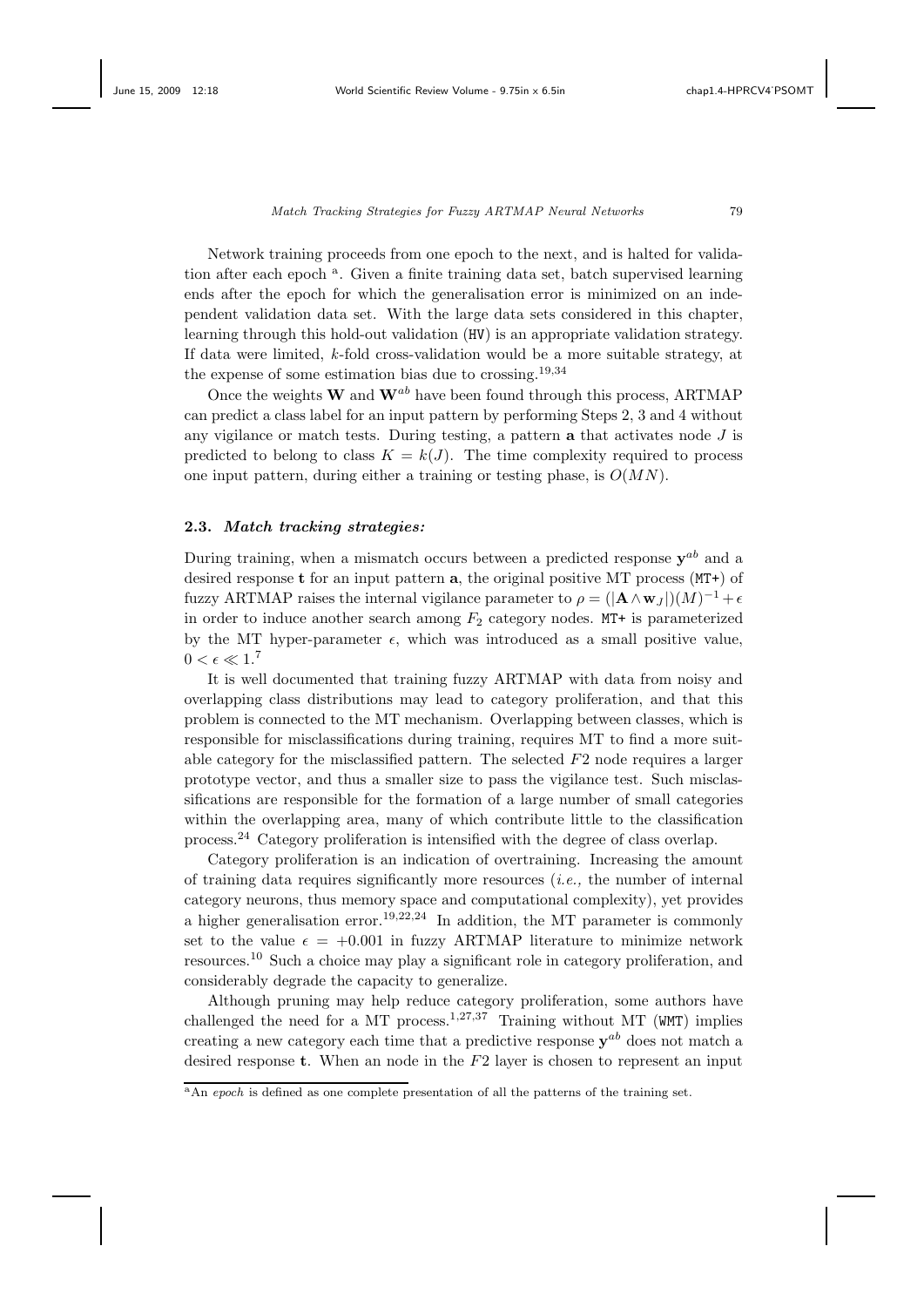Network training proceeds from one epoch to the next, and is halted for validation after each epoch [a]. Given a finite training data set, batch supervised learning ends after the epoch for which the generalisation error is minimized on an independent validation data set. With the large data sets considered in this chapter, learning through this hold-out validation (HV) is an appropriate validation strategy. If data were limited, $k$-fold cross-validation would be a more suitable strategy, at the expense of some estimation bias due to crossing.[19,34]

Once the weights $\mathbf{W}$ and $\mathbf{W}^{ab}$ have been found through this process, ARTMAP can predict a class label for an input pattern by performing Steps 2, 3 and 4 without any vigilance or match tests. During testing, a pattern $\mathbf{a}$ that activates node $J$ is predicted to belong to class $K = k(J)$. The time complexity required to process one input pattern, during either a training or testing phase, is $O(MN)$.

### 2.3. *Match tracking strategies:*

During training, when a mismatch occurs between a predicted response $\mathbf{y}^{ab}$ and a desired response $\mathbf{t}$ for an input pattern $\mathbf{a}$, the original positive MT process (MT+) of fuzzy ARTMAP raises the internal vigilance parameter to $\rho = (|\mathbf{A} \wedge \mathbf{w}_J|)(M)^{-1} + \epsilon$ in order to induce another search among $F_2$ category nodes. MT+ is parameterized by the MT hyper-parameter $\epsilon$, which was introduced as a small positive value, $0 < \epsilon \ll 1$.[7]

It is well documented that training fuzzy ARTMAP with data from noisy and overlapping class distributions may lead to category proliferation, and that this problem is connected to the MT mechanism. Overlapping between classes, which is responsible for misclassifications during training, requires MT to find a more suitable category for the misclassified pattern. The selected $F2$ node requires a larger prototype vector, and thus a smaller size to pass the vigilance test. Such misclassifications are responsible for the formation of a large number of small categories within the overlapping area, many of which contribute little to the classification process.[24] Category proliferation is intensified with the degree of class overlap.

Category proliferation is an indication of overtraining. Increasing the amount of training data requires significantly more resources (*i.e.,* the number of internal category neurons, thus memory space and computational complexity), yet provides a higher generalisation error.[19,22,24] In addition, the MT parameter is commonly set to the value $\epsilon = +0.001$ in fuzzy ARTMAP literature to minimize network resources.[10] Such a choice may play a significant role in category proliferation, and considerably degrade the capacity to generalize.

Although pruning may help reduce category proliferation, some authors have challenged the need for a MT process.[1,27,37] Training without MT (WMT) implies creating a new category each time that a predictive response $\mathbf{y}^{ab}$ does not match a desired response $\mathbf{t}$. When an node in the $F2$ layer is chosen to represent an input

[a] An *epoch* is defined as one complete presentation of all the patterns of the training set.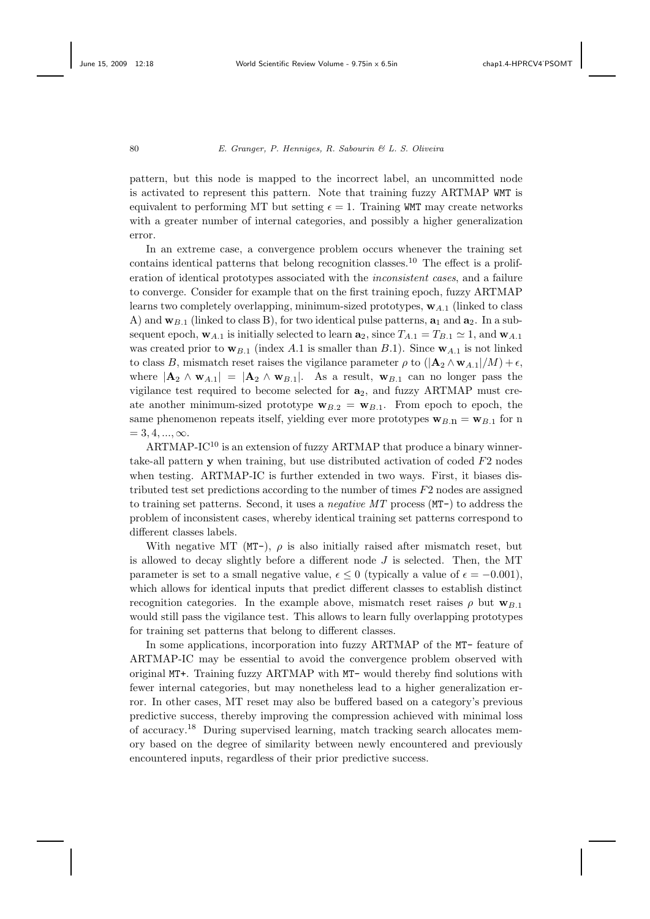pattern, but this node is mapped to the incorrect label, an uncommitted node is activated to represent this pattern. Note that training fuzzy ARTMAP WMT is equivalent to performing MT but setting $\epsilon = 1$. Training WMT may create networks with a greater number of internal categories, and possibly a higher generalization error.

In an extreme case, a convergence problem occurs whenever the training set contains identical patterns that belong recognition classes.[10] The effect is a proliferation of identical prototypes associated with the *inconsistent cases*, and a failure to converge. Consider for example that on the first training epoch, fuzzy ARTMAP learns two completely overlapping, minimum-sized prototypes, $\mathbf{w}_{A.1}$ (linked to class A) and $\mathbf{w}_{B.1}$ (linked to class B), for two identical pulse patterns, $\mathbf{a}_1$ and $\mathbf{a}_2$. In a subsequent epoch, $\mathbf{w}_{A.1}$ is initially selected to learn $\mathbf{a}_2$, since $T_{A.1} = T_{B.1} \simeq 1$, and $\mathbf{w}_{A.1}$ was created prior to $\mathbf{w}_{B.1}$ (index $A.1$ is smaller than $B.1$). Since $\mathbf{w}_{A.1}$ is not linked to class $B$, mismatch reset raises the vigilance parameter $\rho$ to $(|\mathbf{A}_2 \wedge \mathbf{w}_{A.1}|/M) + \epsilon$, where $|\mathbf{A}_2 \wedge \mathbf{w}_{A.1}| = |\mathbf{A}_2 \wedge \mathbf{w}_{B.1}|$. As a result, $\mathbf{w}_{B.1}$ can no longer pass the vigilance test required to become selected for $\mathbf{a}_2$, and fuzzy ARTMAP must create another minimum-sized prototype $\mathbf{w}_{B.2} = \mathbf{w}_{B.1}$. From epoch to epoch, the same phenomenon repeats itself, yielding ever more prototypes $\mathbf{w}_{B.\mathrm{n}} = \mathbf{w}_{B.1}$ for n $= 3, 4, ..., \infty$.

ARTMAP-IC[10] is an extension of fuzzy ARTMAP that produce a binary winner-take-all pattern $\mathbf{y}$ when training, but use distributed activation of coded $F2$ nodes when testing. ARTMAP-IC is further extended in two ways. First, it biases distributed test set predictions according to the number of times $F2$ nodes are assigned to training set patterns. Second, it uses a *negative MT* process (MT-) to address the problem of inconsistent cases, whereby identical training set patterns correspond to different classes labels.

With negative MT (MT-), $\rho$ is also initially raised after mismatch reset, but is allowed to decay slightly before a different node $J$ is selected. Then, the MT parameter is set to a small negative value, $\epsilon \leq 0$ (typically a value of $\epsilon = -0.001$), which allows for identical inputs that predict different classes to establish distinct recognition categories. In the example above, mismatch reset raises $\rho$ but $\mathbf{w}_{B.1}$ would still pass the vigilance test. This allows to learn fully overlapping prototypes for training set patterns that belong to different classes.

In some applications, incorporation into fuzzy ARTMAP of the MT- feature of ARTMAP-IC may be essential to avoid the convergence problem observed with original MT+. Training fuzzy ARTMAP with MT- would thereby find solutions with fewer internal categories, but may nonetheless lead to a higher generalization error. In other cases, MT reset may also be buffered based on a category's previous predictive success, thereby improving the compression achieved with minimal loss of accuracy.[18] During supervised learning, match tracking search allocates memory based on the degree of similarity between newly encountered and previously encountered inputs, regardless of their prior predictive success.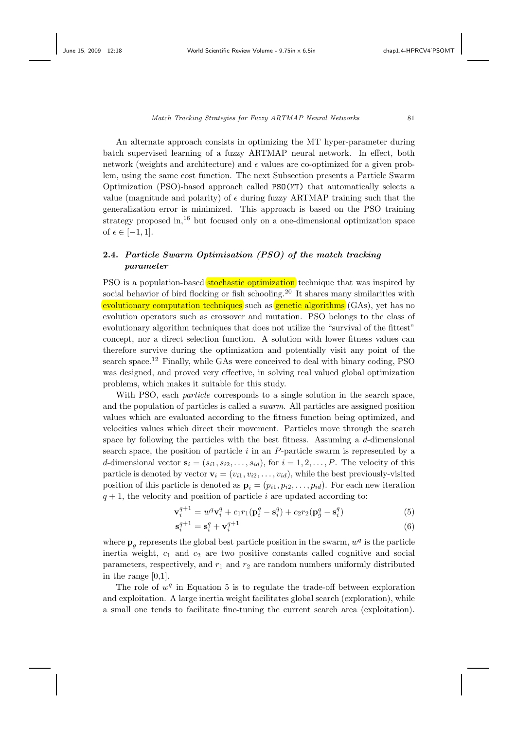An alternate approach consists in optimizing the MT hyper-parameter during batch supervised learning of a fuzzy ARTMAP neural network. In effect, both network (weights and architecture) and $\epsilon$ values are co-optimized for a given problem, using the same cost function. The next Subsection presents a Particle Swarm Optimization (PSO)-based approach called PSO(MT) that automatically selects a value (magnitude and polarity) of $\epsilon$ during fuzzy ARTMAP training such that the generalization error is minimized. This approach is based on the PSO training strategy proposed in,[16] but focused only on a one-dimensional optimization space of $\epsilon \in [-1, 1]$.

### 2.4. *Particle Swarm Optimisation (PSO) of the match tracking parameter*

PSO is a population-based stochastic optimization technique that was inspired by social behavior of bird flocking or fish schooling.[20] It shares many similarities with evolutionary computation techniques such as genetic algorithms (GAs), yet has no evolution operators such as crossover and mutation. PSO belongs to the class of evolutionary algorithm techniques that does not utilize the "survival of the fittest" concept, nor a direct selection function. A solution with lower fitness values can therefore survive during the optimization and potentially visit any point of the search space.[12] Finally, while GAs were conceived to deal with binary coding, PSO was designed, and proved very effective, in solving real valued global optimization problems, which makes it suitable for this study.

With PSO, each *particle* corresponds to a single solution in the search space, and the population of particles is called a *swarm*. All particles are assigned position values which are evaluated according to the fitness function being optimized, and velocities values which direct their movement. Particles move through the search space by following the particles with the best fitness. Assuming a $d$-dimensional search space, the position of particle $i$ in an $P$-particle swarm is represented by a $d$-dimensional vector $\mathbf{s}_i = (s_{i1}, s_{i2}, \ldots, s_{id})$, for $i = 1, 2, \ldots, P$. The velocity of this particle is denoted by vector $\mathbf{v}_i = (v_{i1}, v_{i2}, \ldots, v_{id})$, while the best previously-visited position of this particle is denoted as $\mathbf{p}_i = (p_{i1}, p_{i2}, \ldots, p_{id})$. For each new iteration $q + 1$, the velocity and position of particle $i$ are updated according to:

$$\mathbf{v}_i^{q+1} = w^q \mathbf{v}_i^q + c_1 r_1 (\mathbf{p}_i^q - \mathbf{s}_i^q) + c_2 r_2 (\mathbf{p}_g^q - \mathbf{s}_i^q) \tag{5}$$

$$\mathbf{s}_i^{q+1} = \mathbf{s}_i^q + \mathbf{v}_i^{q+1} \tag{6}$$

where $\mathbf{p}_g$ represents the global best particle position in the swarm, $w^q$ is the particle inertia weight, $c_1$ and $c_2$ are two positive constants called cognitive and social parameters, respectively, and $r_1$ and $r_2$ are random numbers uniformly distributed in the range [0,1].

The role of $w^q$ in Equation 5 is to regulate the trade-off between exploration and exploitation. A large inertia weight facilitates global search (exploration), while a small one tends to facilitate fine-tuning the current search area (exploitation).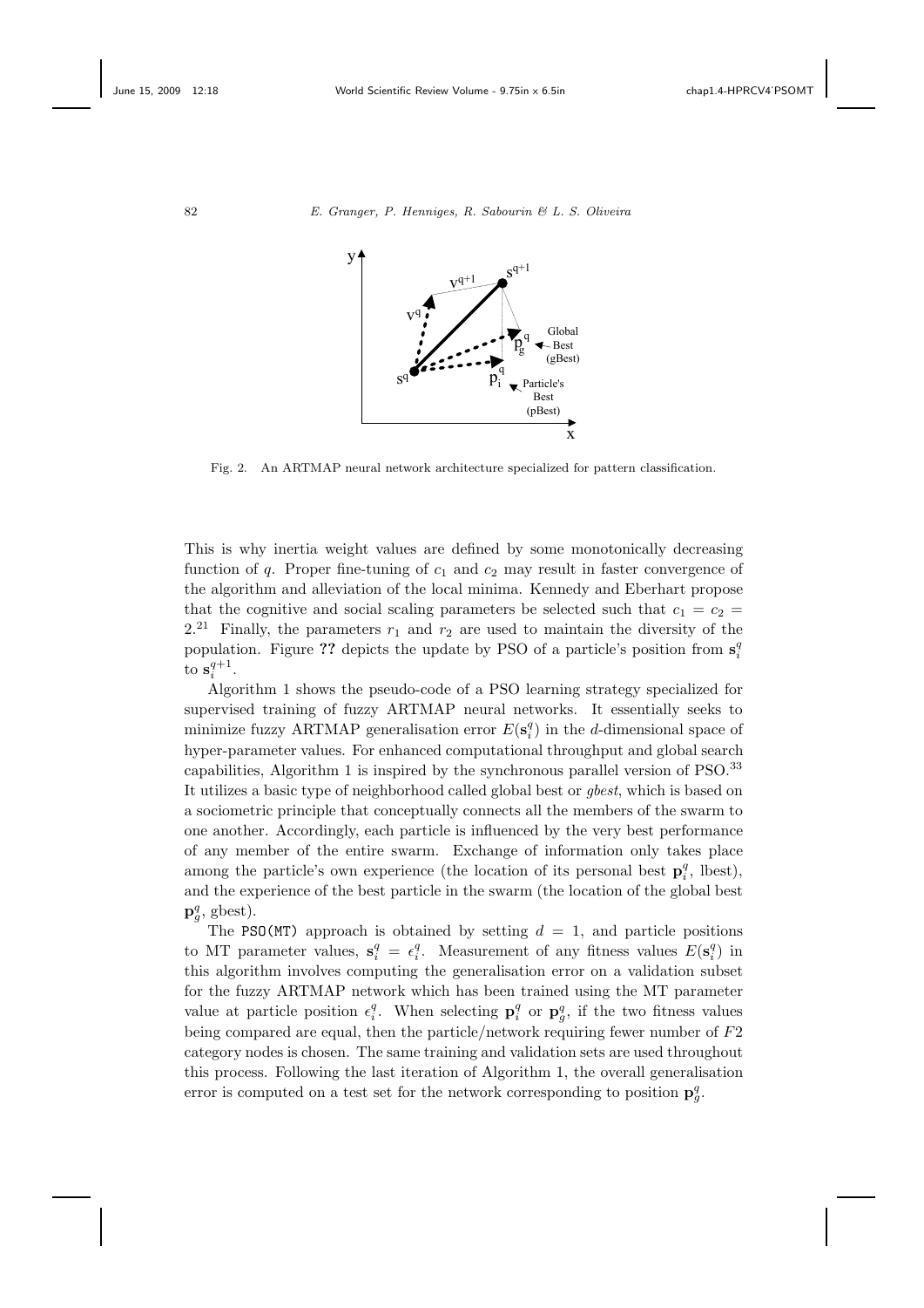Fig. 2. An ARTMAP neural network architecture specialized for pattern classification.

This is why inertia weight values are defined by some monotonically decreasing function of $q$. Proper fine-tuning of $c_1$ and $c_2$ may result in faster convergence of the algorithm and alleviation of the local minima. Kennedy and Eberhart propose that the cognitive and social scaling parameters be selected such that $c_1 = c_2 = 2$.[21] Finally, the parameters $r_1$ and $r_2$ are used to maintain the diversity of the population. Figure ?? depicts the update by PSO of a particle's position from $\mathbf{s}_i^q$ to $\mathbf{s}_i^{q+1}$.

Algorithm 1 shows the pseudo-code of a PSO learning strategy specialized for supervised training of fuzzy ARTMAP neural networks. It essentially seeks to minimize fuzzy ARTMAP generalisation error $E(\mathbf{s}_i^q)$ in the $d$-dimensional space of hyper-parameter values. For enhanced computational throughput and global search capabilities, Algorithm 1 is inspired by the synchronous parallel version of PSO.[33] It utilizes a basic type of neighborhood called global best or *gbest*, which is based on a sociometric principle that conceptually connects all the members of the swarm to one another. Accordingly, each particle is influenced by the very best performance of any member of the entire swarm. Exchange of information only takes place among the particle's own experience (the location of its personal best $\mathbf{p}_i^q$, lbest), and the experience of the best particle in the swarm (the location of the global best $\mathbf{p}_g^q$, gbest).

The PSO(MT) approach is obtained by setting $d = 1$, and particle positions to MT parameter values, $\mathbf{s}_i^q = \epsilon_i^q$. Measurement of any fitness values $E(\mathbf{s}_i^q)$ in this algorithm involves computing the generalisation error on a validation subset for the fuzzy ARTMAP network which has been trained using the MT parameter value at particle position $\epsilon_i^q$. When selecting $\mathbf{p}_i^q$ or $\mathbf{p}_g^q$, if the two fitness values being compared are equal, then the particle/network requiring fewer number of $F2$ category nodes is chosen. The same training and validation sets are used throughout this process. Following the last iteration of Algorithm 1, the overall generalisation error is computed on a test set for the network corresponding to position $\mathbf{p}_g^q$.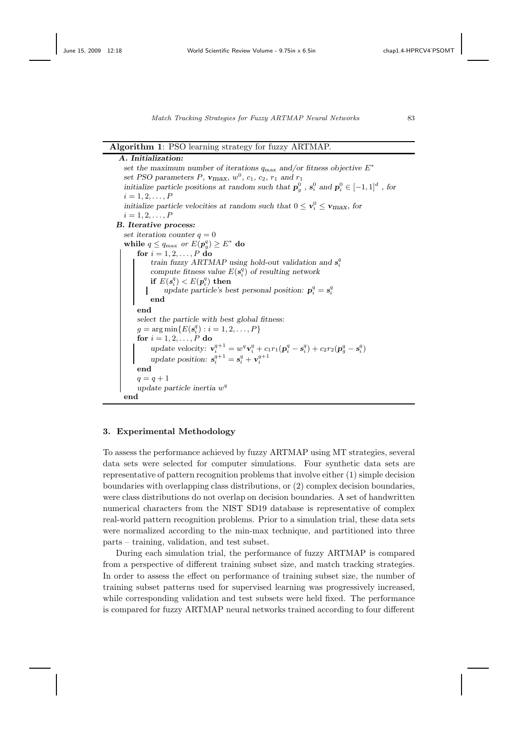**Algorithm 1**: PSO learning strategy for fuzzy ARTMAP.

***A. Initialization:***

*set the maximum number of iterations* $q_{\max}$ *and/or fitness objective* $E^*$

*set PSO parameters* $P$, $\mathbf{v}_{\max}$, $w^0$, $c_1$, $c_2$, $r_1$ *and* $r_1$

*initialize particle positions at random such that* $\mathbf{p}_g^0$ , $\mathbf{s}_i^0$ *and* $\mathbf{p}_i^0 \in [-1, 1]^d$ , *for* $i = 1, 2, \ldots, P$

*initialize particle velocities at random such that* $0 \leq \mathbf{v}_i^0 \leq \mathbf{v}_{\max}$, *for* $i = 1, 2, \ldots, P$

***B. Iterative process:***

```
set iteration counter q = 0
while q ≤ q_max or E(p_g^q) ≥ E* do
    for i = 1, 2, ..., P do
        train fuzzy ARTMAP using hold-out validation and s_i^q
        compute fitness value E(s_i^q) of resulting network
        if E(s_i^q) < E(p_i^q) then
            update particle's best personal position: p_i^q = s_i^q
        end
    end
    select the particle with best global fitness:
    g = arg min{E(s_i^q) : i = 1, 2, ..., P}
    for i = 1, 2, ..., P do
        update velocity: v_i^{q+1} = w^q v_i^q + c1 r1 (p_i^q − s_i^q) + c2 r2 (p_g^q − s_i^q)
        update position: s_i^{q+1} = s_i^q + v_i^{q+1}
    end
    q = q + 1
    update particle inertia w^q
end
```

## 3. Experimental Methodology

To assess the performance achieved by fuzzy ARTMAP using MT strategies, several data sets were selected for computer simulations. Four synthetic data sets are representative of pattern recognition problems that involve either (1) simple decision boundaries with overlapping class distributions, or (2) complex decision boundaries, were class distributions do not overlap on decision boundaries. A set of handwritten numerical characters from the NIST SD19 database is representative of complex real-world pattern recognition problems. Prior to a simulation trial, these data sets were normalized according to the min-max technique, and partitioned into three parts – training, validation, and test subset.

During each simulation trial, the performance of fuzzy ARTMAP is compared from a perspective of different training subset size, and match tracking strategies. In order to assess the effect on performance of training subset size, the number of training subset patterns used for supervised learning was progressively increased, while corresponding validation and test subsets were held fixed. The performance is compared for fuzzy ARTMAP neural networks trained according to four different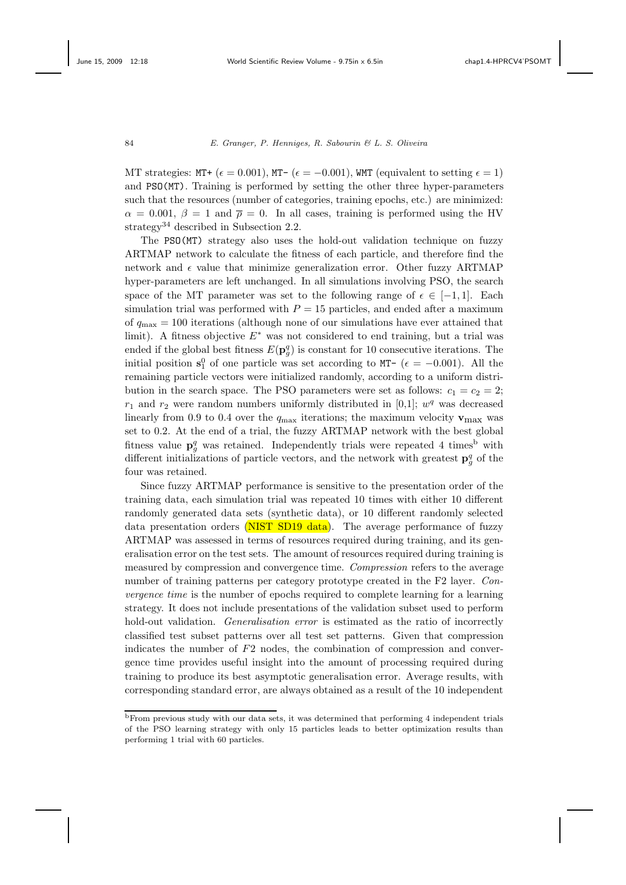MT strategies: MT+ ($\epsilon = 0.001$), MT- ($\epsilon = -0.001$), WMT (equivalent to setting $\epsilon = 1$) and PSO(MT). Training is performed by setting the other three hyper-parameters such that the resources (number of categories, training epochs, etc.) are minimized: $\alpha = 0.001$, $\beta = 1$ and $\overline{\rho} = 0$. In all cases, training is performed using the HV strategy[34] described in Subsection 2.2.

The PSO(MT) strategy also uses the hold-out validation technique on fuzzy ARTMAP network to calculate the fitness of each particle, and therefore find the network and $\epsilon$ value that minimize generalization error. Other fuzzy ARTMAP hyper-parameters are left unchanged. In all simulations involving PSO, the search space of the MT parameter was set to the following range of $\epsilon \in [-1, 1]$. Each simulation trial was performed with $P = 15$ particles, and ended after a maximum of $q_{\max} = 100$ iterations (although none of our simulations have ever attained that limit). A fitness objective $E^*$ was not considered to end training, but a trial was ended if the global best fitness $E(\mathbf{p}_g^q)$ is constant for 10 consecutive iterations. The initial position $\mathbf{s}_1^0$ of one particle was set according to MT- ($\epsilon = -0.001$). All the remaining particle vectors were initialized randomly, according to a uniform distribution in the search space. The PSO parameters were set as follows: $c_1 = c_2 = 2$; $r_1$ and $r_2$ were random numbers uniformly distributed in [0,1]; $w^q$ was decreased linearly from 0.9 to 0.4 over the $q_{\max}$ iterations; the maximum velocity $\mathbf{v}_{\max}$ was set to 0.2. At the end of a trial, the fuzzy ARTMAP network with the best global fitness value $\mathbf{p}_g^q$ was retained. Independently trials were repeated 4 times[b] with different initializations of particle vectors, and the network with greatest $\mathbf{p}_g^q$ of the four was retained.

Since fuzzy ARTMAP performance is sensitive to the presentation order of the training data, each simulation trial was repeated 10 times with either 10 different randomly generated data sets (synthetic data), or 10 different randomly selected data presentation orders (NIST SD19 data). The average performance of fuzzy ARTMAP was assessed in terms of resources required during training, and its generalisation error on the test sets. The amount of resources required during training is measured by compression and convergence time. *Compression* refers to the average number of training patterns per category prototype created in the F2 layer. *Convergence time* is the number of epochs required to complete learning for a learning strategy. It does not include presentations of the validation subset used to perform hold-out validation. *Generalisation error* is estimated as the ratio of incorrectly classified test subset patterns over all test set patterns. Given that compression indicates the number of $F2$ nodes, the combination of compression and convergence time provides useful insight into the amount of processing required during training to produce its best asymptotic generalisation error. Average results, with corresponding standard error, are always obtained as a result of the 10 independent

[b] From previous study with our data sets, it was determined that performing 4 independent trials of the PSO learning strategy with only 15 particles leads to better optimization results than performing 1 trial with 60 particles.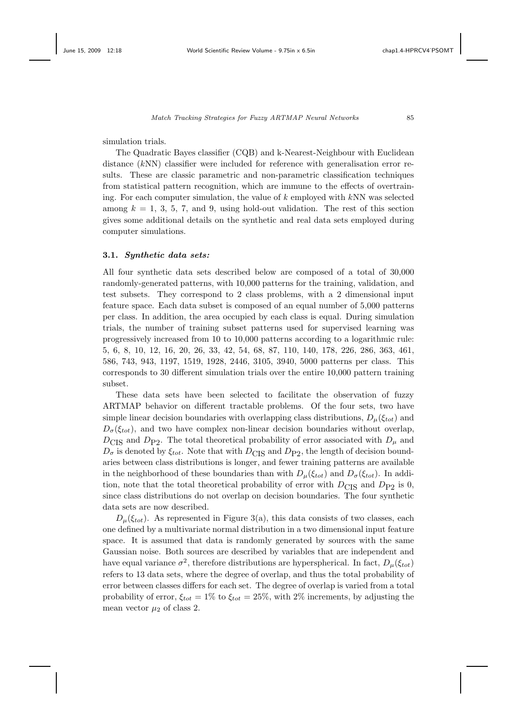simulation trials.

The Quadratic Bayes classifier (CQB) and k-Nearest-Neighbour with Euclidean distance ($k$NN) classifier were included for reference with generalisation error results. These are classic parametric and non-parametric classification techniques from statistical pattern recognition, which are immune to the effects of overtraining. For each computer simulation, the value of $k$ employed with $k$NN was selected among $k = 1$, 3, 5, 7, and 9, using hold-out validation. The rest of this section gives some additional details on the synthetic and real data sets employed during computer simulations.

### 3.1. *Synthetic data sets:*

All four synthetic data sets described below are composed of a total of 30,000 randomly-generated patterns, with 10,000 patterns for the training, validation, and test subsets. They correspond to 2 class problems, with a 2 dimensional input feature space. Each data subset is composed of an equal number of 5,000 patterns per class. In addition, the area occupied by each class is equal. During simulation trials, the number of training subset patterns used for supervised learning was progressively increased from 10 to 10,000 patterns according to a logarithmic rule: 5, 6, 8, 10, 12, 16, 20, 26, 33, 42, 54, 68, 87, 110, 140, 178, 226, 286, 363, 461, 586, 743, 943, 1197, 1519, 1928, 2446, 3105, 3940, 5000 patterns per class. This corresponds to 30 different simulation trials over the entire 10,000 pattern training subset.

These data sets have been selected to facilitate the observation of fuzzy ARTMAP behavior on different tractable problems. Of the four sets, two have simple linear decision boundaries with overlapping class distributions, $D_\mu(\xi_{tot})$ and $D_\sigma(\xi_{tot})$, and two have complex non-linear decision boundaries without overlap, $D_{\text{CIS}}$ and $D_{\text{P2}}$. The total theoretical probability of error associated with $D_\mu$ and $D_\sigma$ is denoted by $\xi_{tot}$. Note that with $D_{\text{CIS}}$ and $D_{\text{P2}}$, the length of decision boundaries between class distributions is longer, and fewer training patterns are available in the neighborhood of these boundaries than with $D_\mu(\xi_{tot})$ and $D_\sigma(\xi_{tot})$. In addition, note that the total theoretical probability of error with $D_{\text{CIS}}$ and $D_{\text{P2}}$ is 0, since class distributions do not overlap on decision boundaries. The four synthetic data sets are now described.

$D_\mu(\xi_{tot})$. As represented in Figure 3(a), this data consists of two classes, each one defined by a multivariate normal distribution in a two dimensional input feature space. It is assumed that data is randomly generated by sources with the same Gaussian noise. Both sources are described by variables that are independent and have equal variance $\sigma^2$, therefore distributions are hyperspherical. In fact, $D_\mu(\xi_{tot})$ refers to 13 data sets, where the degree of overlap, and thus the total probability of error between classes differs for each set. The degree of overlap is varied from a total probability of error, $\xi_{tot} = 1\%$ to $\xi_{tot} = 25\%$, with 2% increments, by adjusting the mean vector $\mu_2$ of class 2.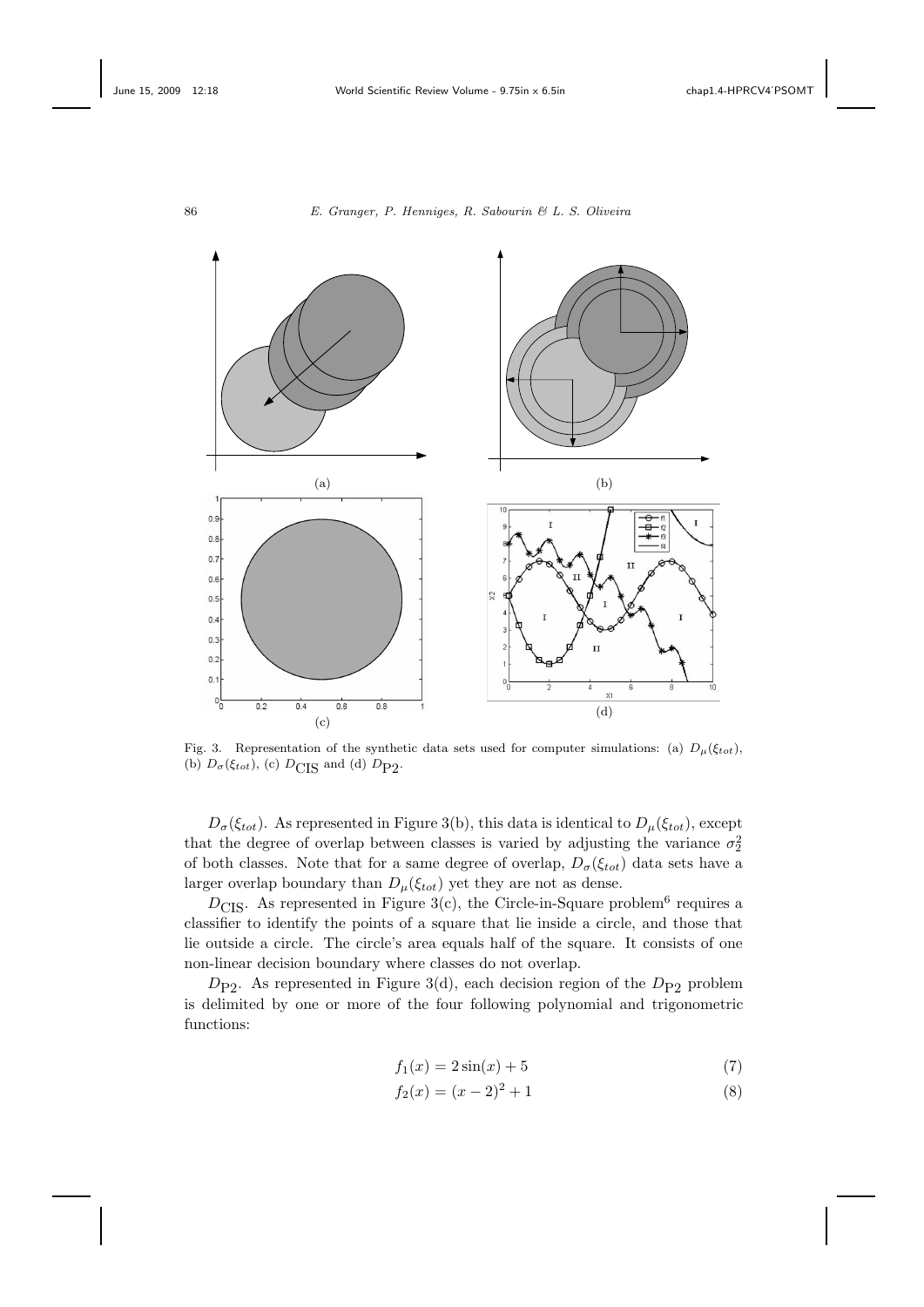Fig. 3. Representation of the synthetic data sets used for computer simulations: (a) $D_{\mu}(\xi_{tot})$, (b) $D_{\sigma}(\xi_{tot})$, (c) $D_{\text{CIS}}$ and (d) $D_{\text{P2}}$.

$D_{\sigma}(\xi_{tot})$. As represented in Figure 3(b), this data is identical to $D_{\mu}(\xi_{tot})$, except that the degree of overlap between classes is varied by adjusting the variance $\sigma_2^2$ of both classes. Note that for a same degree of overlap, $D_{\sigma}(\xi_{tot})$ data sets have a larger overlap boundary than $D_{\mu}(\xi_{tot})$ yet they are not as dense.

$D_{\text{CIS}}$. As represented in Figure 3(c), the Circle-in-Square problem[6] requires a classifier to identify the points of a square that lie inside a circle, and those that lie outside a circle. The circle's area equals half of the square. It consists of one non-linear decision boundary where classes do not overlap.

$D_{\text{P2}}$. As represented in Figure 3(d), each decision region of the $D_{\text{P2}}$ problem is delimited by one or more of the four following polynomial and trigonometric functions:

$$f_1(x) = 2\sin(x) + 5 \tag{7}$$

$$f_2(x) = (x - 2)^2 + 1 \tag{8}$$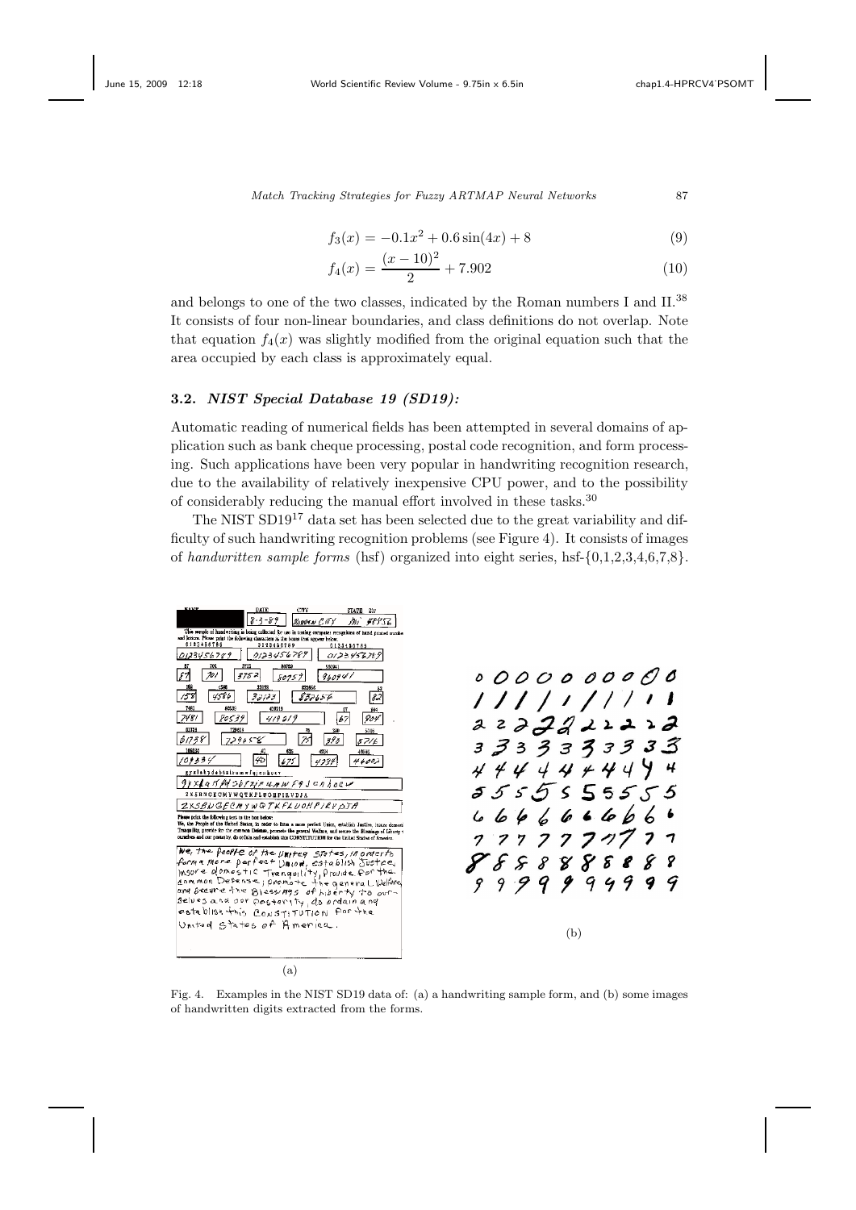$$f_3(x) = -0.1x^2 + 0.6\sin(4x) + 8 \tag{9}$$

$$f_4(x) = \frac{(x-10)^2}{2} + 7.902 \tag{10}$$

and belongs to one of the two classes, indicated by the Roman numbers I and II.[38] It consists of four non-linear boundaries, and class definitions do not overlap. Note that equation $f_4(x)$ was slightly modified from the original equation such that the area occupied by each class is approximately equal.

### 3.2. *NIST Special Database 19 (SD19):*

Automatic reading of numerical fields has been attempted in several domains of application such as bank cheque processing, postal code recognition, and form processing. Such applications have been very popular in handwriting recognition research, due to the availability of relatively inexpensive CPU power, and to the possibility of considerably reducing the manual effort involved in these tasks.[30]

The NIST SD19[17] data set has been selected due to the great variability and difficulty of such handwriting recognition problems (see Figure 4). It consists of images of *handwritten sample forms* (hsf) organized into eight series, hsf-{0,1,2,3,4,6,7,8}.

(a)

(b)

Fig. 4. Examples in the NIST SD19 data of: (a) a handwriting sample form, and (b) some images of handwritten digits extracted from the forms.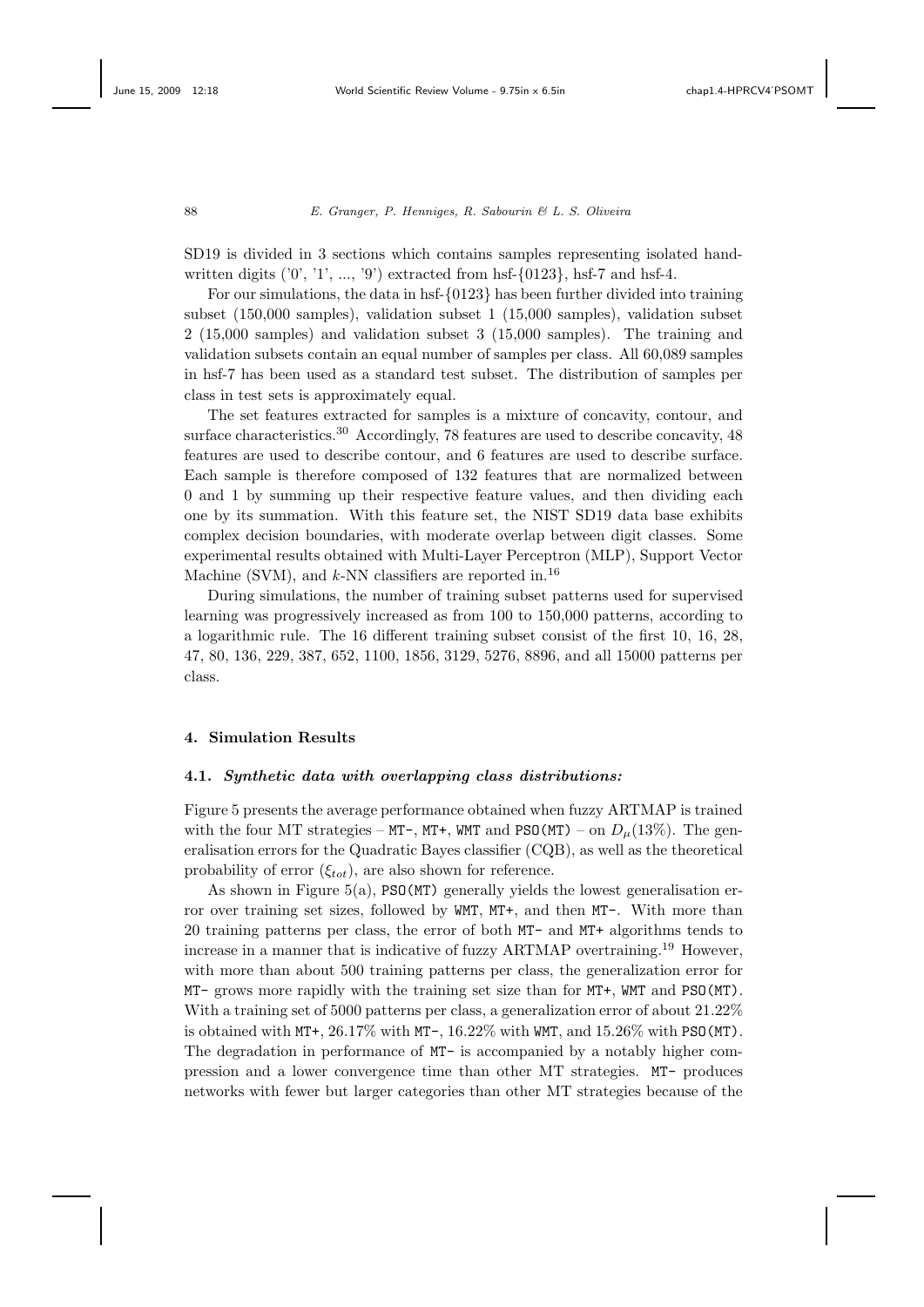SD19 is divided in 3 sections which contains samples representing isolated handwritten digits ('0', '1', ..., '9') extracted from hsf-{0123}, hsf-7 and hsf-4.

For our simulations, the data in hsf-{0123} has been further divided into training subset (150,000 samples), validation subset 1 (15,000 samples), validation subset 2 (15,000 samples) and validation subset 3 (15,000 samples). The training and validation subsets contain an equal number of samples per class. All 60,089 samples in hsf-7 has been used as a standard test subset. The distribution of samples per class in test sets is approximately equal.

The set features extracted for samples is a mixture of concavity, contour, and surface characteristics.[30] Accordingly, 78 features are used to describe concavity, 48 features are used to describe contour, and 6 features are used to describe surface. Each sample is therefore composed of 132 features that are normalized between 0 and 1 by summing up their respective feature values, and then dividing each one by its summation. With this feature set, the NIST SD19 data base exhibits complex decision boundaries, with moderate overlap between digit classes. Some experimental results obtained with Multi-Layer Perceptron (MLP), Support Vector Machine (SVM), and $k$-NN classifiers are reported in.[16]

During simulations, the number of training subset patterns used for supervised learning was progressively increased as from 100 to 150,000 patterns, according to a logarithmic rule. The 16 different training subset consist of the first 10, 16, 28, 47, 80, 136, 229, 387, 652, 1100, 1856, 3129, 5276, 8896, and all 15000 patterns per class.

## 4. Simulation Results

### 4.1. *Synthetic data with overlapping class distributions:*

Figure 5 presents the average performance obtained when fuzzy ARTMAP is trained with the four MT strategies – `MT-`, `MT+`, `WMT` and `PSO(MT)` – on $D_\mu(13\%)$. The generalisation errors for the Quadratic Bayes classifier (CQB), as well as the theoretical probability of error ($\xi_{tot}$), are also shown for reference.

As shown in Figure 5(a), `PSO(MT)` generally yields the lowest generalisation error over training set sizes, followed by `WMT`, `MT+`, and then `MT-`. With more than 20 training patterns per class, the error of both `MT-` and `MT+` algorithms tends to increase in a manner that is indicative of fuzzy ARTMAP overtraining.[19] However, with more than about 500 training patterns per class, the generalization error for `MT-` grows more rapidly with the training set size than for `MT+`, `WMT` and `PSO(MT)`. With a training set of 5000 patterns per class, a generalization error of about 21.22% is obtained with `MT+`, 26.17% with `MT-`, 16.22% with `WMT`, and 15.26% with `PSO(MT)`. The degradation in performance of `MT-` is accompanied by a notably higher compression and a lower convergence time than other MT strategies. `MT-` produces networks with fewer but larger categories than other MT strategies because of the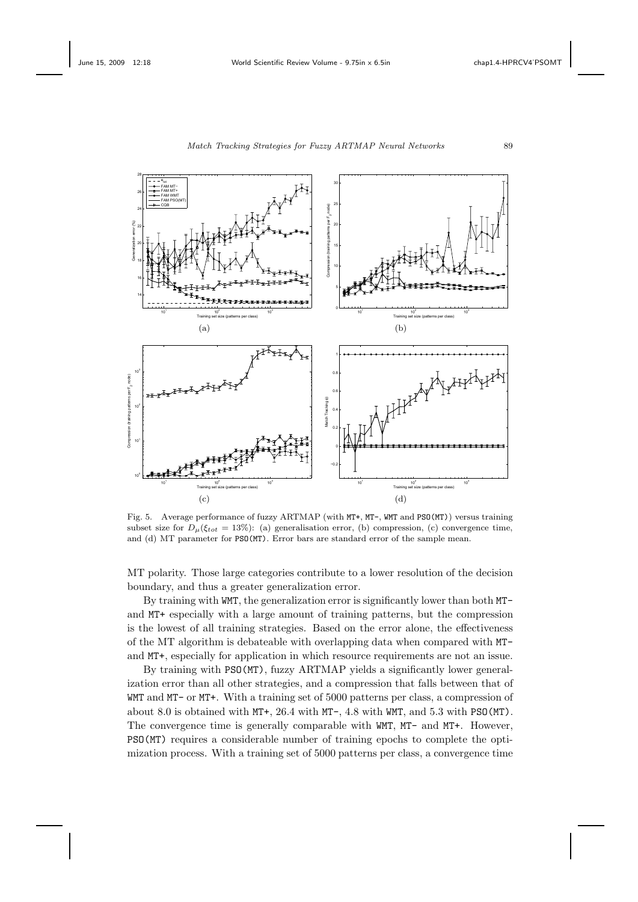Fig. 5. Average performance of fuzzy ARTMAP (with MT+, MT-, WMT and PSO(MT)) versus training subset size for $D_\mu(\xi_{tot} = 13\%)$: (a) generalisation error, (b) compression, (c) convergence time, and (d) MT parameter for PSO(MT). Error bars are standard error of the sample mean.

MT polarity. Those large categories contribute to a lower resolution of the decision boundary, and thus a greater generalization error.

By training with WMT, the generalization error is significantly lower than both MT- and MT+ especially with a large amount of training patterns, but the compression is the lowest of all training strategies. Based on the error alone, the effectiveness of the MT algorithm is debateable with overlapping data when compared with MT- and MT+, especially for application in which resource requirements are not an issue.

By training with PSO(MT), fuzzy ARTMAP yields a significantly lower generalization error than all other strategies, and a compression that falls between that of WMT and MT- or MT+. With a training set of 5000 patterns per class, a compression of about 8.0 is obtained with MT+, 26.4 with MT-, 4.8 with WMT, and 5.3 with PSO(MT). The convergence time is generally comparable with WMT, MT- and MT+. However, PSO(MT) requires a considerable number of training epochs to complete the optimization process. With a training set of 5000 patterns per class, a convergence time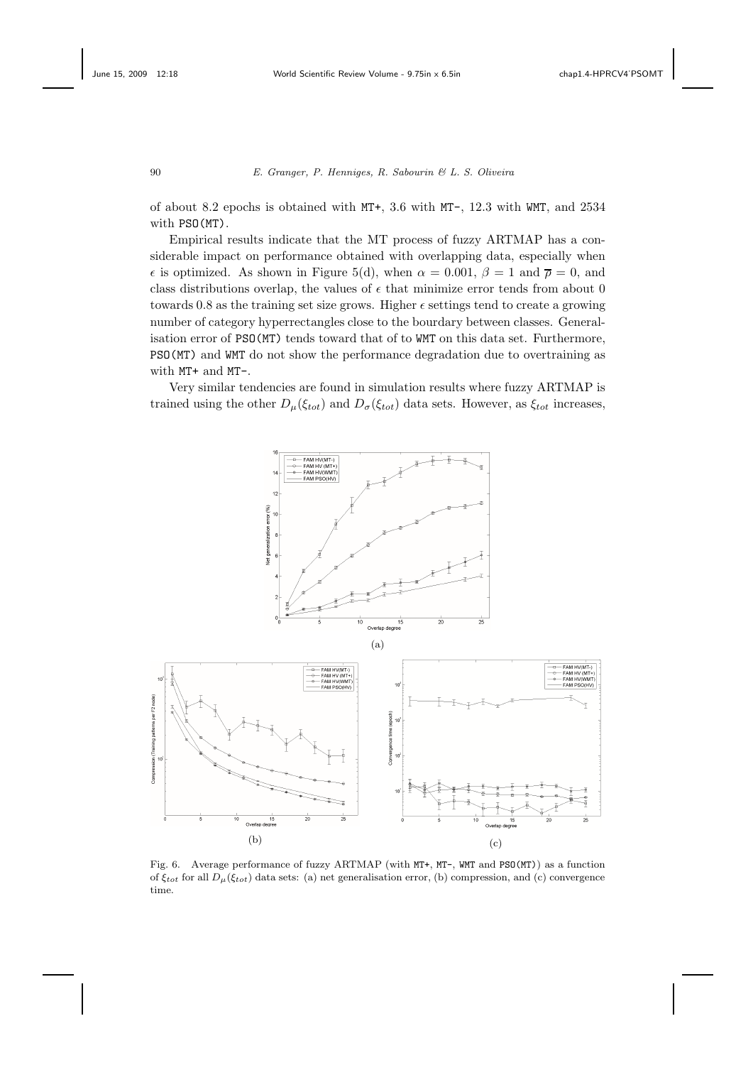of about 8.2 epochs is obtained with MT+, 3.6 with MT-, 12.3 with WMT, and 2534 with PSO(MT).

Empirical results indicate that the MT process of fuzzy ARTMAP has a considerable impact on performance obtained with overlapping data, especially when $\epsilon$ is optimized. As shown in Figure 5(d), when $\alpha = 0.001$, $\beta = 1$ and $\overline{\rho} = 0$, and class distributions overlap, the values of $\epsilon$ that minimize error tends from about 0 towards 0.8 as the training set size grows. Higher $\epsilon$ settings tend to create a growing number of category hyperrectangles close to the bourdary between classes. Generalisation error of PSO(MT) tends toward that of to WMT on this data set. Furthermore, PSO(MT) and WMT do not show the performance degradation due to overtraining as with MT+ and MT-.

Very similar tendencies are found in simulation results where fuzzy ARTMAP is trained using the other $D_{\mu}(\xi_{tot})$ and $D_{\sigma}(\xi_{tot})$ data sets. However, as $\xi_{tot}$ increases,

(a)

(b)

(c)

Fig. 6. Average performance of fuzzy ARTMAP (with MT+, MT-, WMT and PSO(MT)) as a function of $\xi_{tot}$ for all $D_{\mu}(\xi_{tot})$ data sets: (a) net generalisation error, (b) compression, and (c) convergence time.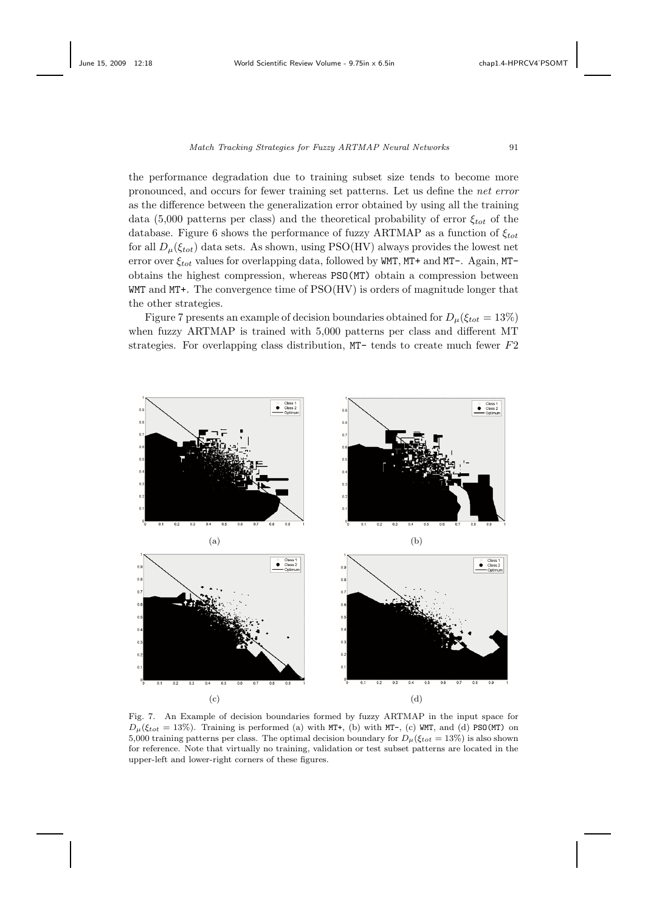the performance degradation due to training subset size tends to become more pronounced, and occurs for fewer training set patterns. Let us define the *net error* as the difference between the generalization error obtained by using all the training data (5,000 patterns per class) and the theoretical probability of error $\xi_{tot}$ of the database. Figure 6 shows the performance of fuzzy ARTMAP as a function of $\xi_{tot}$ for all $D_\mu(\xi_{tot})$ data sets. As shown, using PSO(HV) always provides the lowest net error over $\xi_{tot}$ values for overlapping data, followed by WMT, MT+ and MT-. Again, MT- obtains the highest compression, whereas PSO(MT) obtain a compression between WMT and MT+. The convergence time of PSO(HV) is orders of magnitude longer that the other strategies.

Figure 7 presents an example of decision boundaries obtained for $D_\mu(\xi_{tot} = 13\%)$ when fuzzy ARTMAP is trained with 5,000 patterns per class and different MT strategies. For overlapping class distribution, MT- tends to create much fewer $F2$

(a)

(b)

(c)

(d)

Fig. 7. An Example of decision boundaries formed by fuzzy ARTMAP in the input space for $D_\mu(\xi_{tot} = 13\%)$. Training is performed (a) with MT+, (b) with MT-, (c) WMT, and (d) PSO(MT) on 5,000 training patterns per class. The optimal decision boundary for $D_\mu(\xi_{tot} = 13\%)$ is also shown for reference. Note that virtually no training, validation or test subset patterns are located in the upper-left and lower-right corners of these figures.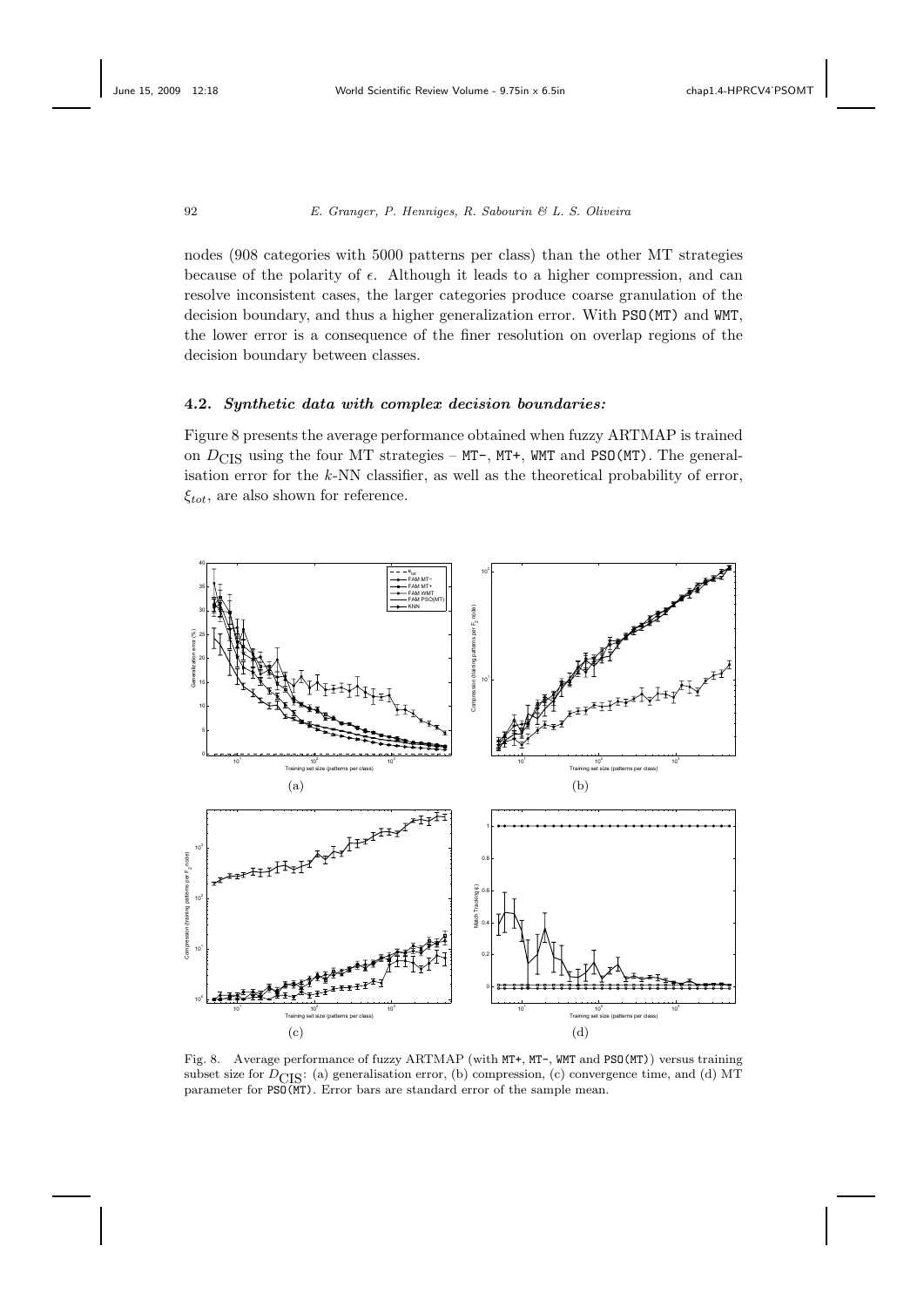nodes (908 categories with 5000 patterns per class) than the other MT strategies because of the polarity of $\epsilon$. Although it leads to a higher compression, and can resolve inconsistent cases, the larger categories produce coarse granulation of the decision boundary, and thus a higher generalization error. With PSO(MT) and WMT, the lower error is a consequence of the finer resolution on overlap regions of the decision boundary between classes.

### 4.2. *Synthetic data with complex decision boundaries:*

Figure 8 presents the average performance obtained when fuzzy ARTMAP is trained on $D_{\mathrm{CIS}}$ using the four MT strategies – MT-, MT+, WMT and PSO(MT). The generalisation error for the $k$-NN classifier, as well as the theoretical probability of error, $\xi_{tot}$, are also shown for reference.

Fig. 8. Average performance of fuzzy ARTMAP (with MT+, MT-, WMT and PSO(MT)) versus training subset size for $D_{\mathrm{CIS}}$: (a) generalisation error, (b) compression, (c) convergence time, and (d) MT parameter for PSO(MT). Error bars are standard error of the sample mean.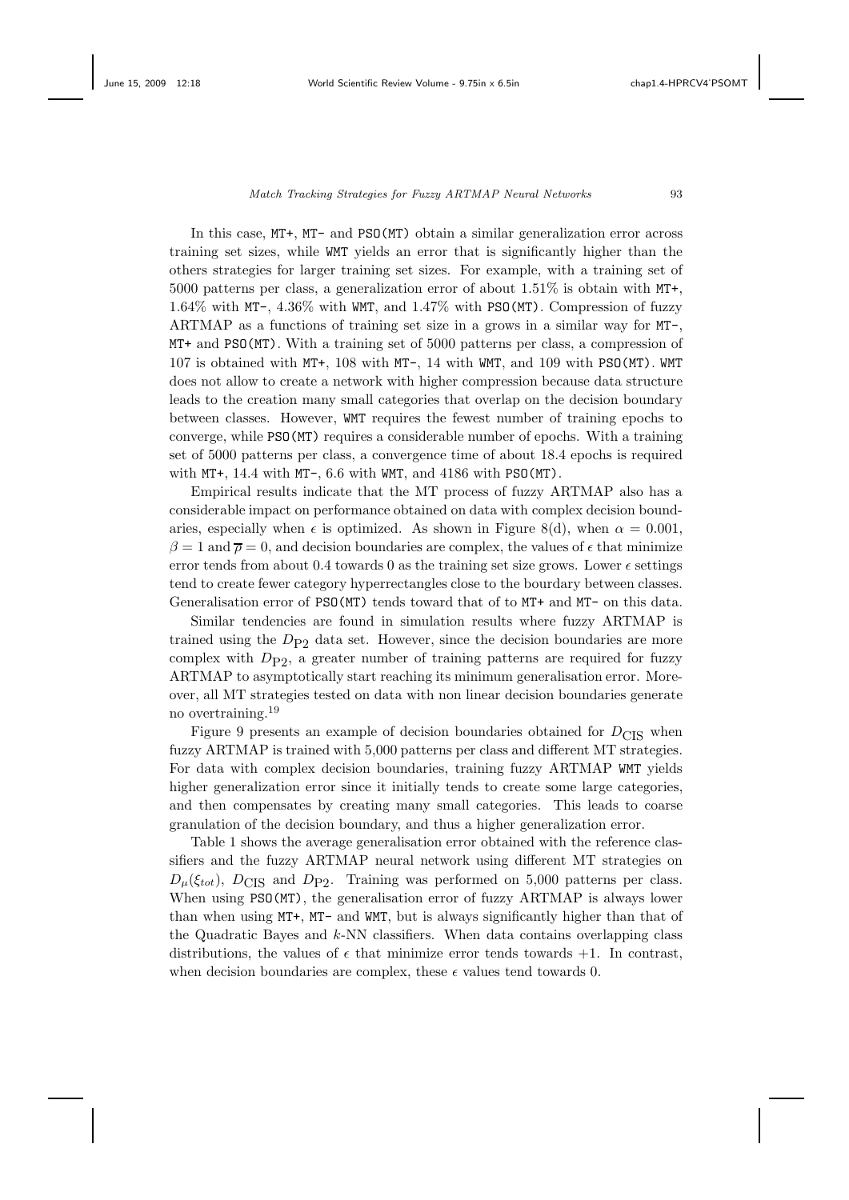In this case, MT+, MT- and PSO(MT) obtain a similar generalization error across training set sizes, while WMT yields an error that is significantly higher than the others strategies for larger training set sizes. For example, with a training set of 5000 patterns per class, a generalization error of about 1.51% is obtain with MT+, 1.64% with MT-, 4.36% with WMT, and 1.47% with PSO(MT). Compression of fuzzy ARTMAP as a functions of training set size in a grows in a similar way for MT-, MT+ and PSO(MT). With a training set of 5000 patterns per class, a compression of 107 is obtained with MT+, 108 with MT-, 14 with WMT, and 109 with PSO(MT). WMT does not allow to create a network with higher compression because data structure leads to the creation many small categories that overlap on the decision boundary between classes. However, WMT requires the fewest number of training epochs to converge, while PSO(MT) requires a considerable number of epochs. With a training set of 5000 patterns per class, a convergence time of about 18.4 epochs is required with MT+, 14.4 with MT-, 6.6 with WMT, and 4186 with PSO(MT).

Empirical results indicate that the MT process of fuzzy ARTMAP also has a considerable impact on performance obtained on data with complex decision boundaries, especially when $\epsilon$ is optimized. As shown in Figure 8(d), when $\alpha = 0.001$, $\beta = 1$ and $\overline{\rho} = 0$, and decision boundaries are complex, the values of $\epsilon$ that minimize error tends from about 0.4 towards 0 as the training set size grows. Lower $\epsilon$ settings tend to create fewer category hyperrectangles close to the bourdary between classes. Generalisation error of PSO(MT) tends toward that of to MT+ and MT- on this data.

Similar tendencies are found in simulation results where fuzzy ARTMAP is trained using the $D_{\text{P2}}$ data set. However, since the decision boundaries are more complex with $D_{\text{P2}}$, a greater number of training patterns are required for fuzzy ARTMAP to asymptotically start reaching its minimum generalisation error. Moreover, all MT strategies tested on data with non linear decision boundaries generate no overtraining.[19]

Figure 9 presents an example of decision boundaries obtained for $D_{\text{CIS}}$ when fuzzy ARTMAP is trained with 5,000 patterns per class and different MT strategies. For data with complex decision boundaries, training fuzzy ARTMAP WMT yields higher generalization error since it initially tends to create some large categories, and then compensates by creating many small categories. This leads to coarse granulation of the decision boundary, and thus a higher generalization error.

Table 1 shows the average generalisation error obtained with the reference classifiers and the fuzzy ARTMAP neural network using different MT strategies on $D_{\mu}(\xi_{tot})$, $D_{\text{CIS}}$ and $D_{\text{P2}}$. Training was performed on 5,000 patterns per class. When using PSO(MT), the generalisation error of fuzzy ARTMAP is always lower than when using MT+, MT- and WMT, but is always significantly higher than that of the Quadratic Bayes and $k$-NN classifiers. When data contains overlapping class distributions, the values of $\epsilon$ that minimize error tends towards $+1$. In contrast, when decision boundaries are complex, these $\epsilon$ values tend towards 0.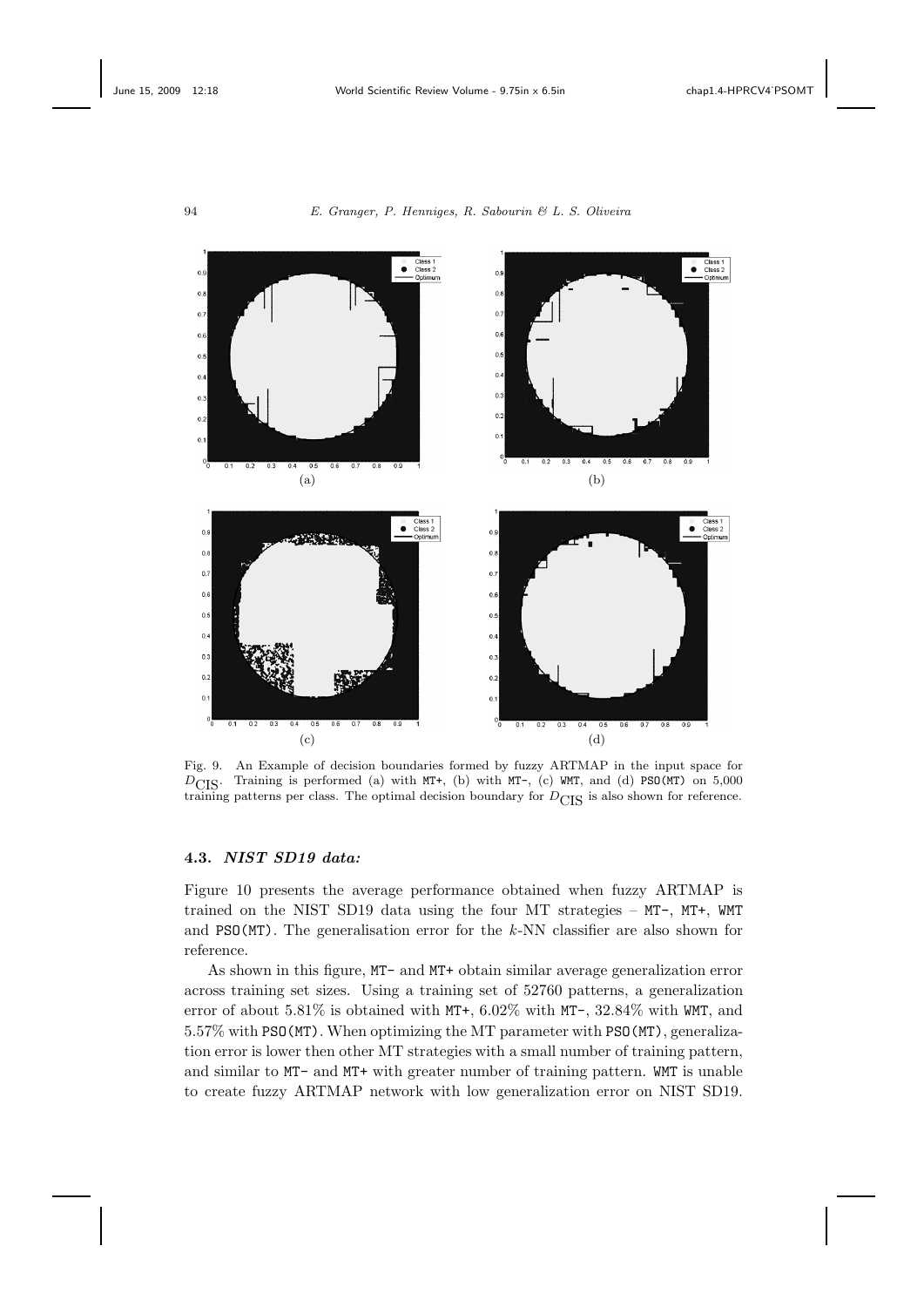Fig. 9. An Example of decision boundaries formed by fuzzy ARTMAP in the input space for $D_{\text{CIS}}$. Training is performed (a) with MT+, (b) with MT-, (c) WMT, and (d) PSO(MT) on 5,000 training patterns per class. The optimal decision boundary for $D_{\text{CIS}}$ is also shown for reference.

### 4.3. *NIST SD19 data:*

Figure 10 presents the average performance obtained when fuzzy ARTMAP is trained on the NIST SD19 data using the four MT strategies – MT-, MT+, WMT and PSO(MT). The generalisation error for the $k$-NN classifier are also shown for reference.

As shown in this figure, MT- and MT+ obtain similar average generalization error across training set sizes. Using a training set of 52760 patterns, a generalization error of about 5.81% is obtained with MT+, 6.02% with MT-, 32.84% with WMT, and 5.57% with PSO(MT). When optimizing the MT parameter with PSO(MT), generalization error is lower then other MT strategies with a small number of training pattern, and similar to MT- and MT+ with greater number of training pattern. WMT is unable to create fuzzy ARTMAP network with low generalization error on NIST SD19.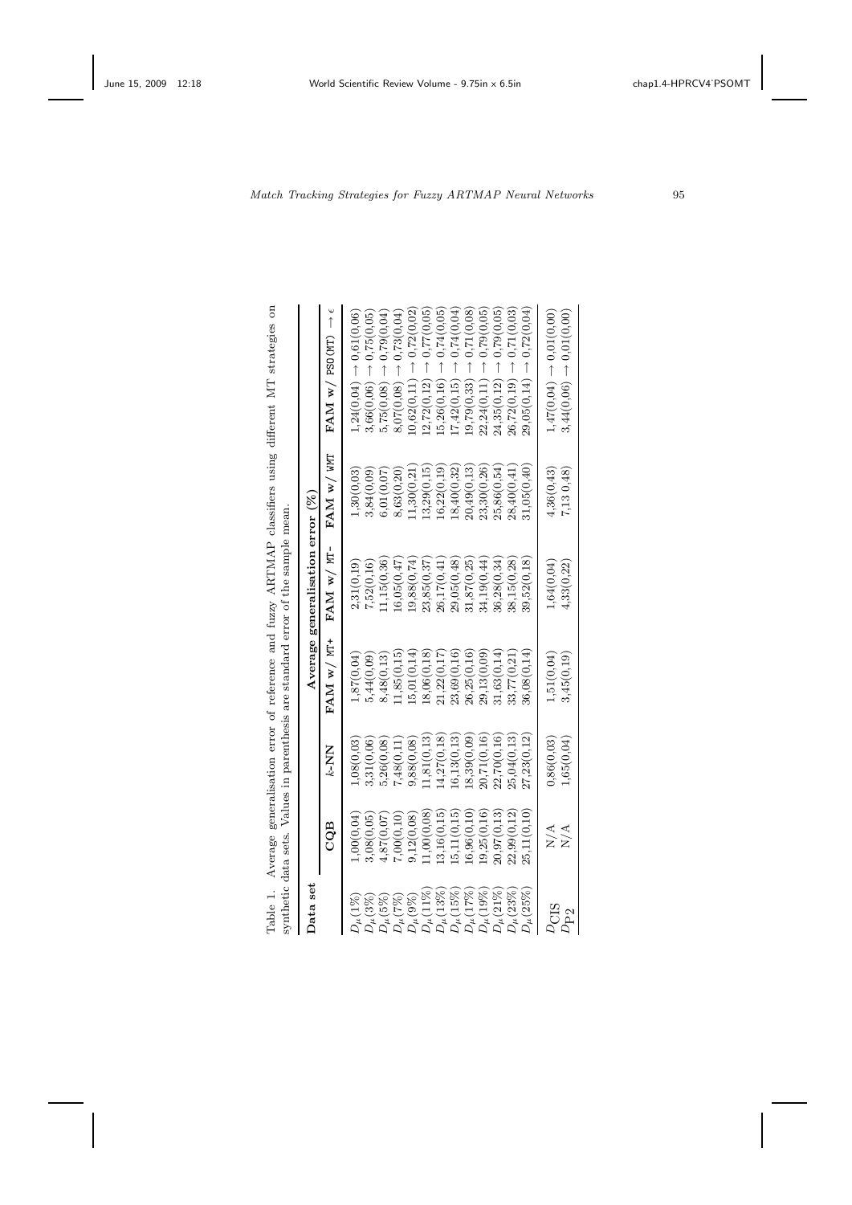Table 1. Average generalisation error of reference and fuzzy ARTMAP classifiers using different MT strategies on synthetic data sets. Values in parenthesis are standard error of the sample mean.

| Data set | Average generalisation error (%) | | | | | |
|---|---|---|---|---|---|---|
| | **CQB** | *k*-NN | **FAM w/** MT+ | **FAM w/** MT- | **FAM w/** WMT | **FAM w/** PSO(MT) $\rightarrow \epsilon$ |
| $D_\mu(1\%)$ | 1,00(0,04) | 1,08(0,03) | 1,87(0,04) | 2,31(0,19) | 1,30(0,03) | 1,24(0,04) $\rightarrow$ 0,61(0,06) |
| $D_\mu(3\%)$ | 3,08(0,05) | 3,31(0,06) | 5,44(0,09) | 7,52(0,16) | 3,84(0,09) | 3,66(0,06) $\rightarrow$ 0,75(0,05) |
| $D_\mu(5\%)$ | 4,87(0,07) | 5,26(0,08) | 8,48(0,13) | 11,15(0,36) | 6,01(0,07) | 5,75(0,08) $\rightarrow$ 0,79(0,04) |
| $D_\mu(7\%)$ | 7,00(0,10) | 7,48(0,11) | 11,85(0,15) | 16,05(0,47) | 8,63(0,20) | 8,07(0,08) $\rightarrow$ 0,73(0,04) |
| $D_\mu(9\%)$ | 9,12(0,08) | 9,88(0,08) | 15,01(0,14) | 19,88(0,74) | 11,30(0,21) | 10,62(0,11) $\rightarrow$ 0,72(0,02) |
| $D_\mu(11\%)$ | 11,00(0,08) | 11,81(0,13) | 18,06(0,18) | 23,85(0,37) | 13,29(0,15) | 12,72(0,12) $\rightarrow$ 0,77(0,05) |
| $D_\mu(13\%)$ | 13,16(0,15) | 14,27(0,18) | 21,22(0,17) | 26,17(0,41) | 16,22(0,19) | 15,26(0,16) $\rightarrow$ 0,74(0,05) |
| $D_\mu(15\%)$ | 15,11(0,15) | 16,13(0,13) | 23,69(0,16) | 29,05(0,48) | 18,40(0,32) | 17,42(0,15) $\rightarrow$ 0,74(0,04) |
| $D_\mu(17\%)$ | 16,96(0,10) | 18,39(0,09) | 26,25(0,16) | 31,87(0,25) | 20,49(0,13) | 19,79(0,33) $\rightarrow$ 0,71(0,08) |
| $D_\mu(19\%)$ | 19,25(0,16) | 20,71(0,16) | 29,13(0,09) | 34,19(0,44) | 23,30(0,26) | 22,24(0,11) $\rightarrow$ 0,79(0,05) |
| $D_\mu(21\%)$ | 20,97(0,13) | 22,70(0,16) | 31,63(0,14) | 36,28(0,34) | 25,86(0,54) | 24,35(0,12) $\rightarrow$ 0,79(0,05) |
| $D_\mu(23\%)$ | 22,99(0,12) | 25,04(0,13) | 33,77(0,21) | 38,15(0,28) | 28,40(0,41) | 26,72(0,19) $\rightarrow$ 0,71(0,03) |
| $D_\mu(25\%)$ | 25,11(0,10) | 27,23(0,12) | 36,08(0,14) | 39,52(0,18) | 31,05(0,40) | 29,05(0,14) $\rightarrow$ 0,72(0,04) |
| $D_{\text{CIS}}$ | N/A | 0,86(0,03) | 1,51(0,04) | 1,64(0,04) | 4,36(0,43) | 1,47(0,04) $\rightarrow$ 0,01(0,00) |
| $D_{\text{P2}}$ | N/A | 1,65(0,04) | 3,45(0,19) | 4,33(0,22) | 7,13 0,48) | 3,44(0,06) $\rightarrow$ 0,01(0,00) |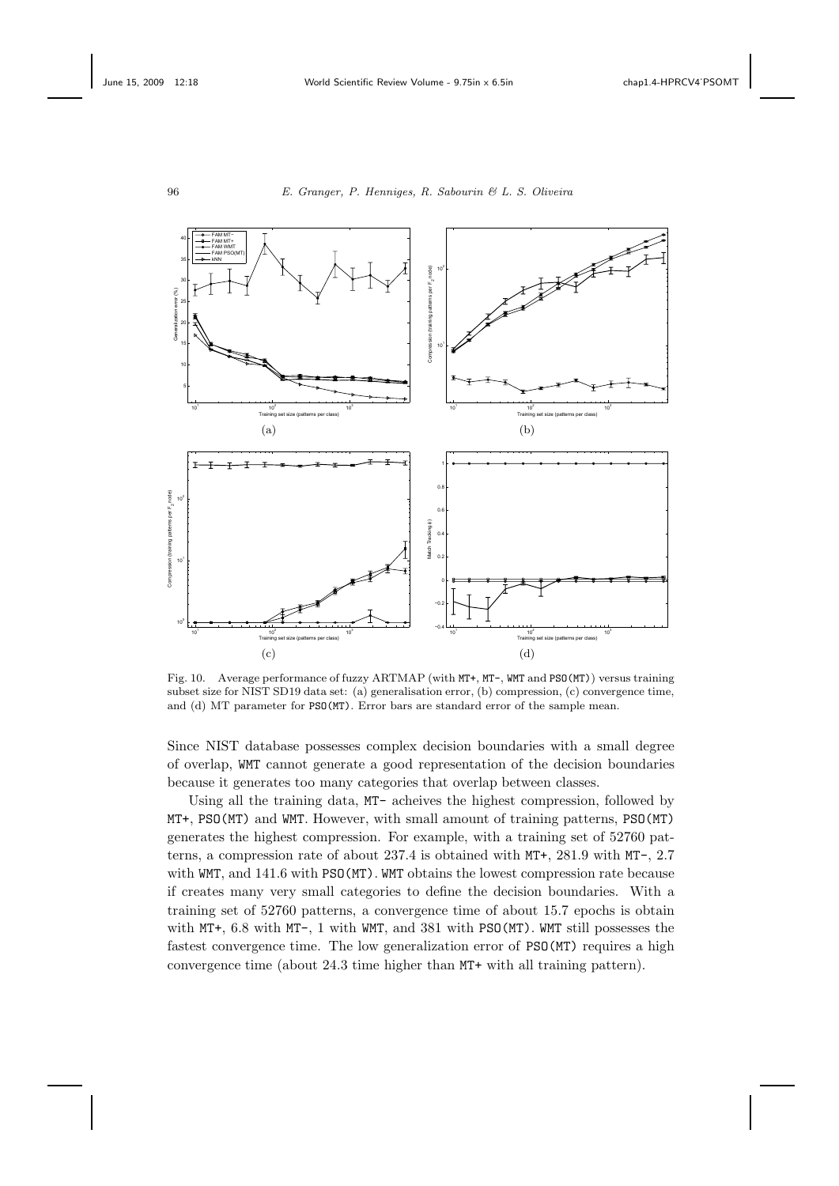Fig. 10. Average performance of fuzzy ARTMAP (with MT+, MT-, WMT and PSO(MT)) versus training subset size for NIST SD19 data set: (a) generalisation error, (b) compression, (c) convergence time, and (d) MT parameter for PSO(MT). Error bars are standard error of the sample mean.

Since NIST database possesses complex decision boundaries with a small degree of overlap, WMT cannot generate a good representation of the decision boundaries because it generates too many categories that overlap between classes.

Using all the training data, MT- acheives the highest compression, followed by MT+, PSO(MT) and WMT. However, with small amount of training patterns, PSO(MT) generates the highest compression. For example, with a training set of 52760 patterns, a compression rate of about 237.4 is obtained with MT+, 281.9 with MT-, 2.7 with WMT, and 141.6 with PSO(MT). WMT obtains the lowest compression rate because if creates many very small categories to define the decision boundaries. With a training set of 52760 patterns, a convergence time of about 15.7 epochs is obtain with MT+, 6.8 with MT-, 1 with WMT, and 381 with PSO(MT). WMT still possesses the fastest convergence time. The low generalization error of PSO(MT) requires a high convergence time (about 24.3 time higher than MT+ with all training pattern).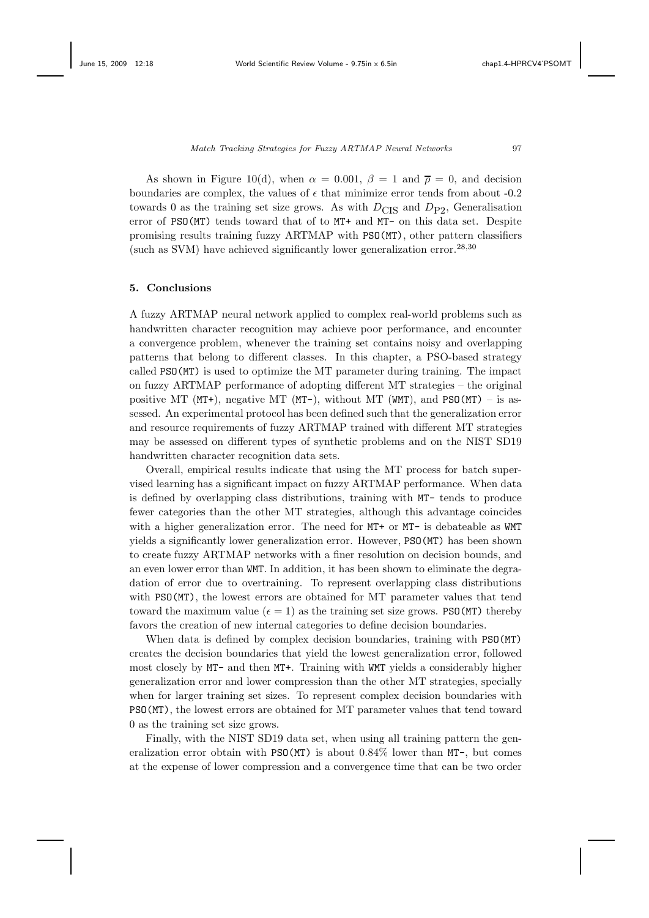As shown in Figure 10(d), when $\alpha = 0.001$, $\beta = 1$ and $\overline{\rho} = 0$, and decision boundaries are complex, the values of $\epsilon$ that minimize error tends from about -0.2 towards 0 as the training set size grows. As with $D_{\text{CIS}}$ and $D_{\text{P2}}$, Generalisation error of PSO(MT) tends toward that of to MT+ and MT- on this data set. Despite promising results training fuzzy ARTMAP with PSO(MT), other pattern classifiers (such as SVM) have achieved significantly lower generalization error.[28,30]

## 5. Conclusions

A fuzzy ARTMAP neural network applied to complex real-world problems such as handwritten character recognition may achieve poor performance, and encounter a convergence problem, whenever the training set contains noisy and overlapping patterns that belong to different classes. In this chapter, a PSO-based strategy called PSO(MT) is used to optimize the MT parameter during training. The impact on fuzzy ARTMAP performance of adopting different MT strategies – the original positive MT (MT+), negative MT (MT-), without MT (WMT), and PSO(MT) – is assessed. An experimental protocol has been defined such that the generalization error and resource requirements of fuzzy ARTMAP trained with different MT strategies may be assessed on different types of synthetic problems and on the NIST SD19 handwritten character recognition data sets.

Overall, empirical results indicate that using the MT process for batch supervised learning has a significant impact on fuzzy ARTMAP performance. When data is defined by overlapping class distributions, training with MT- tends to produce fewer categories than the other MT strategies, although this advantage coincides with a higher generalization error. The need for MT+ or MT- is debateable as WMT yields a significantly lower generalization error. However, PSO(MT) has been shown to create fuzzy ARTMAP networks with a finer resolution on decision bounds, and an even lower error than WMT. In addition, it has been shown to eliminate the degradation of error due to overtraining. To represent overlapping class distributions with PSO(MT), the lowest errors are obtained for MT parameter values that tend toward the maximum value ($\epsilon = 1$) as the training set size grows. PSO(MT) thereby favors the creation of new internal categories to define decision boundaries.

When data is defined by complex decision boundaries, training with PSO(MT) creates the decision boundaries that yield the lowest generalization error, followed most closely by MT- and then MT+. Training with WMT yields a considerably higher generalization error and lower compression than the other MT strategies, specially when for larger training set sizes. To represent complex decision boundaries with PSO(MT), the lowest errors are obtained for MT parameter values that tend toward 0 as the training set size grows.

Finally, with the NIST SD19 data set, when using all training pattern the generalization error obtain with PSO(MT) is about 0.84% lower than MT-, but comes at the expense of lower compression and a convergence time that can be two order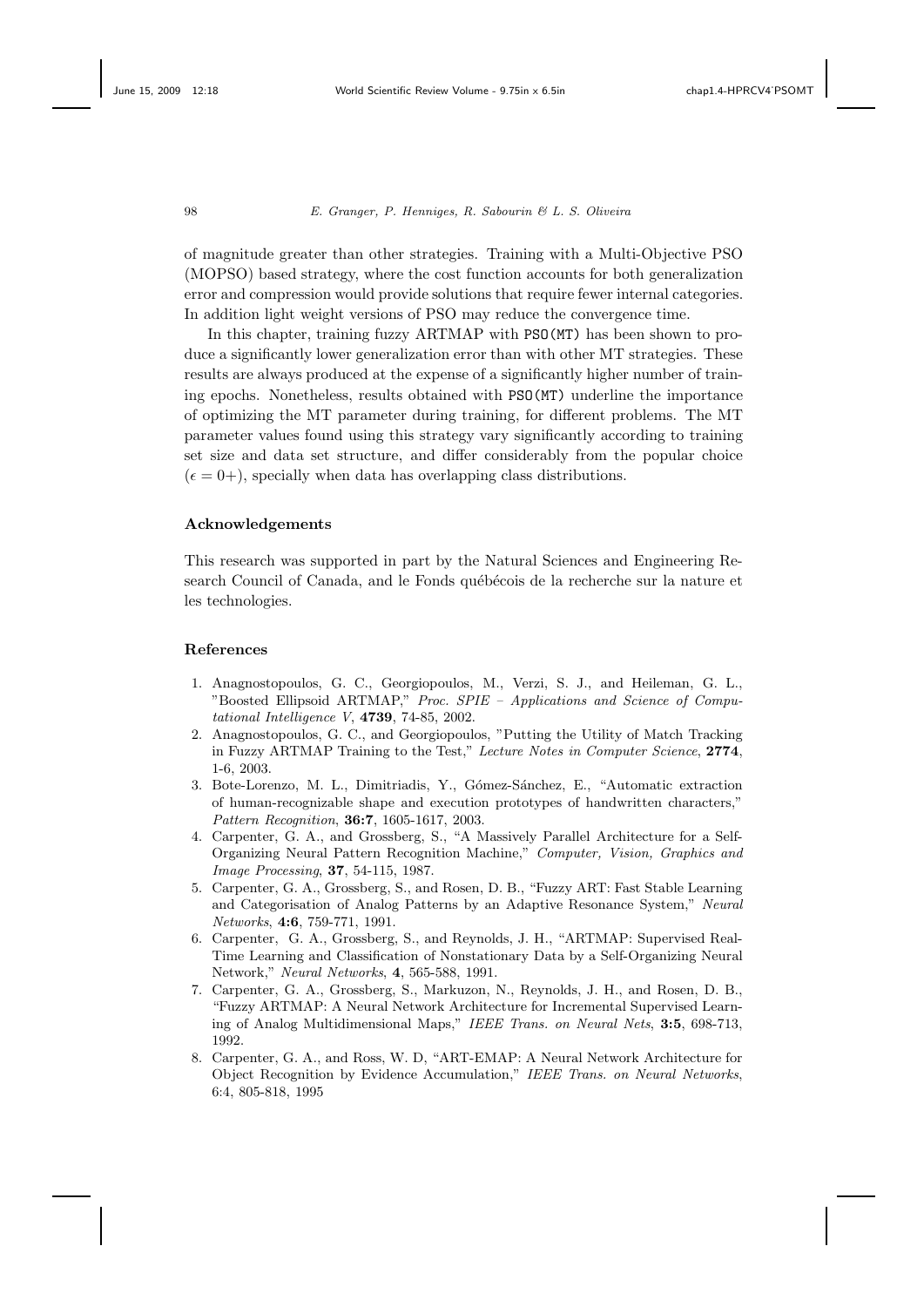of magnitude greater than other strategies. Training with a Multi-Objective PSO (MOPSO) based strategy, where the cost function accounts for both generalization error and compression would provide solutions that require fewer internal categories. In addition light weight versions of PSO may reduce the convergence time.

In this chapter, training fuzzy ARTMAP with `PSO(MT)` has been shown to produce a significantly lower generalization error than with other MT strategies. These results are always produced at the expense of a significantly higher number of training epochs. Nonetheless, results obtained with `PSO(MT)` underline the importance of optimizing the MT parameter during training, for different problems. The MT parameter values found using this strategy vary significantly according to training set size and data set structure, and differ considerably from the popular choice ($\epsilon = 0+$), specially when data has overlapping class distributions.

## Acknowledgements

This research was supported in part by the Natural Sciences and Engineering Research Council of Canada, and le Fonds québécois de la recherche sur la nature et les technologies.

## References

1. Anagnostopoulos, G. C., Georgiopoulos, M., Verzi, S. J., and Heileman, G. L., "Boosted Ellipsoid ARTMAP," *Proc. SPIE – Applications and Science of Computational Intelligence V*, **4739**, 74-85, 2002.
2. Anagnostopoulos, G. C., and Georgiopoulos, "Putting the Utility of Match Tracking in Fuzzy ARTMAP Training to the Test," *Lecture Notes in Computer Science*, **2774**, 1-6, 2003.
3. Bote-Lorenzo, M. L., Dimitriadis, Y., Gómez-Sánchez, E., "Automatic extraction of human-recognizable shape and execution prototypes of handwritten characters," *Pattern Recognition*, **36:7**, 1605-1617, 2003.
4. Carpenter, G. A., and Grossberg, S., "A Massively Parallel Architecture for a Self-Organizing Neural Pattern Recognition Machine," *Computer, Vision, Graphics and Image Processing*, **37**, 54-115, 1987.
5. Carpenter, G. A., Grossberg, S., and Rosen, D. B., "Fuzzy ART: Fast Stable Learning and Categorisation of Analog Patterns by an Adaptive Resonance System," *Neural Networks*, **4:6**, 759-771, 1991.
6. Carpenter, G. A., Grossberg, S., and Reynolds, J. H., "ARTMAP: Supervised Real-Time Learning and Classification of Nonstationary Data by a Self-Organizing Neural Network," *Neural Networks*, **4**, 565-588, 1991.
7. Carpenter, G. A., Grossberg, S., Markuzon, N., Reynolds, J. H., and Rosen, D. B., "Fuzzy ARTMAP: A Neural Network Architecture for Incremental Supervised Learning of Analog Multidimensional Maps," *IEEE Trans. on Neural Nets*, **3:5**, 698-713, 1992.
8. Carpenter, G. A., and Ross, W. D, "ART-EMAP: A Neural Network Architecture for Object Recognition by Evidence Accumulation," *IEEE Trans. on Neural Networks*, 6:4, 805-818, 1995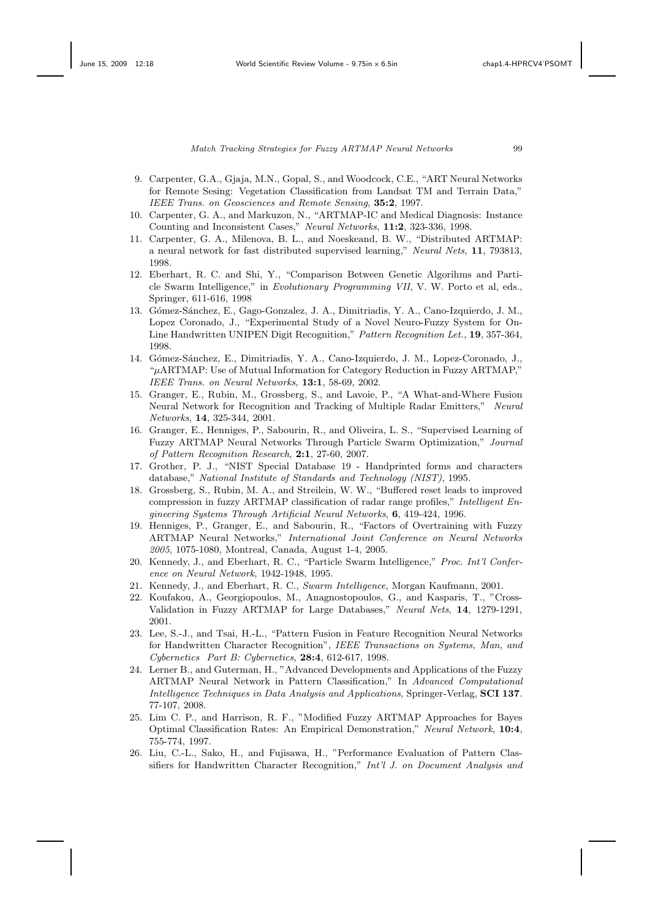9. Carpenter, G.A., Gjaja, M.N., Gopal, S., and Woodcock, C.E., "ART Neural Networks for Remote Sesing: Vegetation Classification from Landsat TM and Terrain Data," *IEEE Trans. on Geosciences and Remote Sensing*, **35:2**, 1997.
10. Carpenter, G. A., and Markuzon, N., "ARTMAP-IC and Medical Diagnosis: Instance Counting and Inconsistent Cases," *Neural Networks*, **11:2**, 323-336, 1998.
11. Carpenter, G. A., Milenova, B. L., and Noeskeand, B. W., "Distributed ARTMAP: a neural network for fast distributed supervised learning," *Neural Nets*, **11**, 793813, 1998.
12. Eberhart, R. C. and Shi, Y., "Comparison Between Genetic Algorihms and Particle Swarm Intelligence," in *Evolutionary Programming VII*, V. W. Porto et al, eds., Springer, 611-616, 1998
13. Gómez-Sánchez, E., Gago-Gonzalez, J. A., Dimitriadis, Y. A., Cano-Izquierdo, J. M., Lopez Coronado, J., "Experimental Study of a Novel Neuro-Fuzzy System for On-Line Handwritten UNIPEN Digit Recognition," *Pattern Recognition Let.*, **19**, 357-364, 1998.
14. Gómez-Sánchez, E., Dimitriadis, Y. A., Cano-Izquierdo, J. M., Lopez-Coronado, J., "$\mu$ARTMAP: Use of Mutual Information for Category Reduction in Fuzzy ARTMAP," *IEEE Trans. on Neural Networks*, **13:1**, 58-69, 2002.
15. Granger, E., Rubin, M., Grossberg, S., and Lavoie, P., "A What-and-Where Fusion Neural Network for Recognition and Tracking of Multiple Radar Emitters," *Neural Networks*, **14**, 325-344, 2001.
16. Granger, E., Henniges, P., Sabourin, R., and Oliveira, L. S., "Supervised Learning of Fuzzy ARTMAP Neural Networks Through Particle Swarm Optimization," *Journal of Pattern Recognition Research*, **2:1**, 27-60, 2007.
17. Grother, P. J., "NIST Special Database 19 - Handprinted forms and characters database," *National Institute of Standards and Technology (NIST)*, 1995.
18. Grossberg, S., Rubin, M. A., and Streilein, W. W., "Buffered reset leads to improved compression in fuzzy ARTMAP classification of radar range profiles," *Intelligent Engineering Systems Through Artificial Neural Networks*, **6**, 419-424, 1996.
19. Henniges, P., Granger, E., and Sabourin, R., "Factors of Overtraining with Fuzzy ARTMAP Neural Networks," *International Joint Conference on Neural Networks 2005*, 1075-1080, Montreal, Canada, August 1-4, 2005.
20. Kennedy, J., and Eberhart, R. C., "Particle Swarm Intelligence," *Proc. Int'l Conference on Neural Network*, 1942-1948, 1995.
21. Kennedy, J., and Eberhart, R. C., *Swarm Intelligence*, Morgan Kaufmann, 2001.
22. Koufakou, A., Georgiopoulos, M., Anagnostopoulos, G., and Kasparis, T., "Cross-Validation in Fuzzy ARTMAP for Large Databases," *Neural Nets*, **14**, 1279-1291, 2001.
23. Lee, S.-J., and Tsai, H.-L., "Pattern Fusion in Feature Recognition Neural Networks for Handwritten Character Recognition", *IEEE Transactions on Systems, Man, and Cybernetics Part B: Cybernetics*, **28:4**, 612-617, 1998.
24. Lerner B., and Guterman, H., "Advanced Developments and Applications of the Fuzzy ARTMAP Neural Network in Pattern Classification," In *Advanced Computational Intelligence Techniques in Data Analysis and Applications*, Springer-Verlag, **SCI 137**. 77-107, 2008.
25. Lim C. P., and Harrison, R. F., "Modified Fuzzy ARTMAP Approaches for Bayes Optimal Classification Rates: An Empirical Demonstration," *Neural Network*, **10:4**, 755-774, 1997.
26. Liu, C.-L., Sako, H., and Fujisawa, H., "Performance Evaluation of Pattern Classifiers for Handwritten Character Recognition," *Int'l J. on Document Analysis and*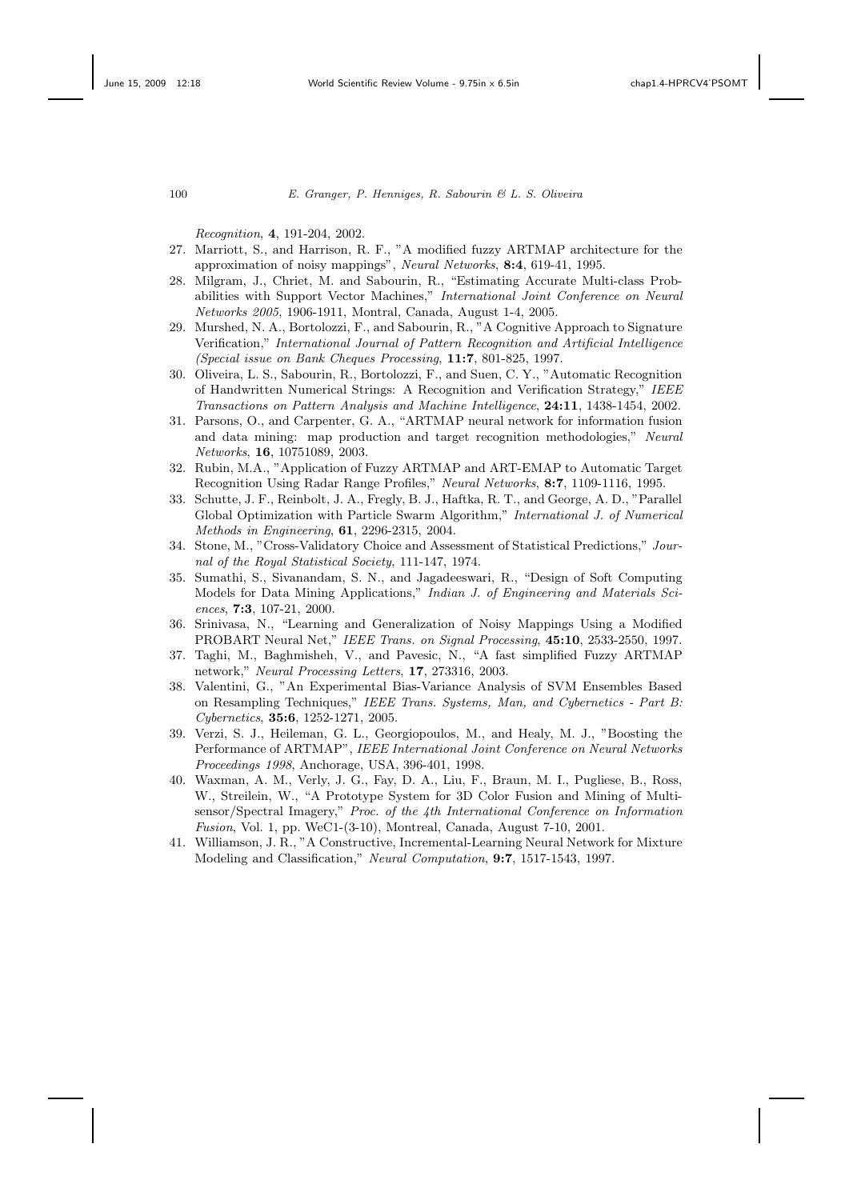*Recognition*, **4**, 191-204, 2002.

27. Marriott, S., and Harrison, R. F., "A modified fuzzy ARTMAP architecture for the approximation of noisy mappings", *Neural Networks*, **8:4**, 619-41, 1995.
28. Milgram, J., Chriet, M. and Sabourin, R., "Estimating Accurate Multi-class Probabilities with Support Vector Machines," *International Joint Conference on Neural Networks 2005*, 1906-1911, Montral, Canada, August 1-4, 2005.
29. Murshed, N. A., Bortolozzi, F., and Sabourin, R., "A Cognitive Approach to Signature Verification," *International Journal of Pattern Recognition and Artificial Intelligence (Special issue on Bank Cheques Processing*, **11:7**, 801-825, 1997.
30. Oliveira, L. S., Sabourin, R., Bortolozzi, F., and Suen, C. Y., "Automatic Recognition of Handwritten Numerical Strings: A Recognition and Verification Strategy," *IEEE Transactions on Pattern Analysis and Machine Intelligence*, **24:11**, 1438-1454, 2002.
31. Parsons, O., and Carpenter, G. A., "ARTMAP neural network for information fusion and data mining: map production and target recognition methodologies," *Neural Networks*, **16**, 10751089, 2003.
32. Rubin, M.A., "Application of Fuzzy ARTMAP and ART-EMAP to Automatic Target Recognition Using Radar Range Profiles," *Neural Networks*, **8:7**, 1109-1116, 1995.
33. Schutte, J. F., Reinbolt, J. A., Fregly, B. J., Haftka, R. T., and George, A. D., "Parallel Global Optimization with Particle Swarm Algorithm," *International J. of Numerical Methods in Engineering*, **61**, 2296-2315, 2004.
34. Stone, M., "Cross-Validatory Choice and Assessment of Statistical Predictions," *Journal of the Royal Statistical Society*, 111-147, 1974.
35. Sumathi, S., Sivanandam, S. N., and Jagadeeswari, R., "Design of Soft Computing Models for Data Mining Applications," *Indian J. of Engineering and Materials Sciences*, **7:3**, 107-21, 2000.
36. Srinivasa, N., "Learning and Generalization of Noisy Mappings Using a Modified PROBART Neural Net," *IEEE Trans. on Signal Processing*, **45:10**, 2533-2550, 1997.
37. Taghi, M., Baghmisheh, V., and Pavesic, N., "A fast simplified Fuzzy ARTMAP network," *Neural Processing Letters*, **17**, 273316, 2003.
38. Valentini, G., "An Experimental Bias-Variance Analysis of SVM Ensembles Based on Resampling Techniques," *IEEE Trans. Systems, Man, and Cybernetics - Part B: Cybernetics*, **35:6**, 1252-1271, 2005.
39. Verzi, S. J., Heileman, G. L., Georgiopoulos, M., and Healy, M. J., "Boosting the Performance of ARTMAP", *IEEE International Joint Conference on Neural Networks Proceedings 1998*, Anchorage, USA, 396-401, 1998.
40. Waxman, A. M., Verly, J. G., Fay, D. A., Liu, F., Braun, M. I., Pugliese, B., Ross, W., Streilein, W., "A Prototype System for 3D Color Fusion and Mining of Multisensor/Spectral Imagery," *Proc. of the 4th International Conference on Information Fusion*, Vol. 1, pp. WeC1-(3-10), Montreal, Canada, August 7-10, 2001.
41. Williamson, J. R., "A Constructive, Incremental-Learning Neural Network for Mixture Modeling and Classification," *Neural Computation*, **9:7**, 1517-1543, 1997.